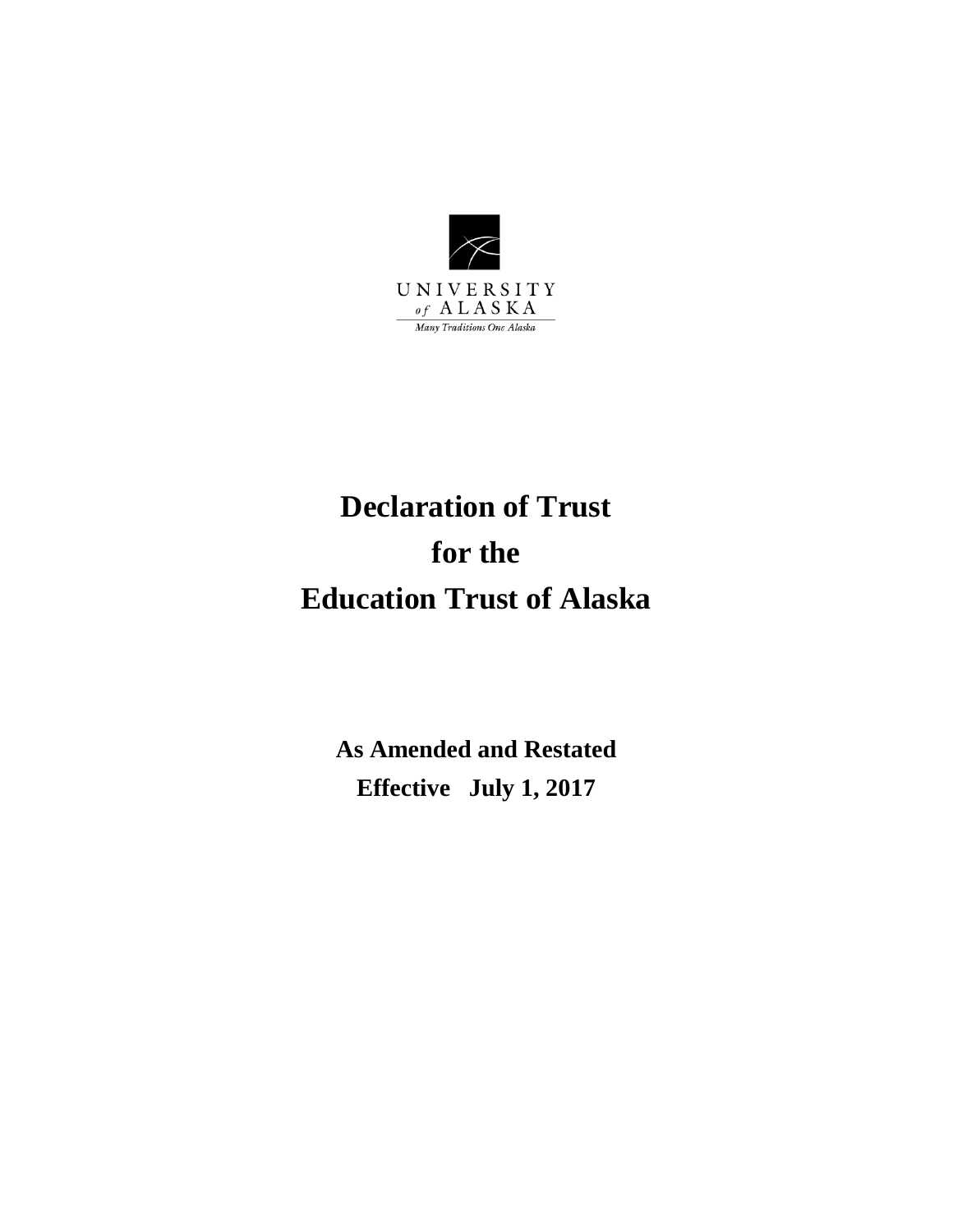UNIVERSITY
*of* ALASKA
*Many Traditions One Alaska*

# Declaration of Trust
# for the
# Education Trust of Alaska

**As Amended and Restated**

**Effective July 1, 2017**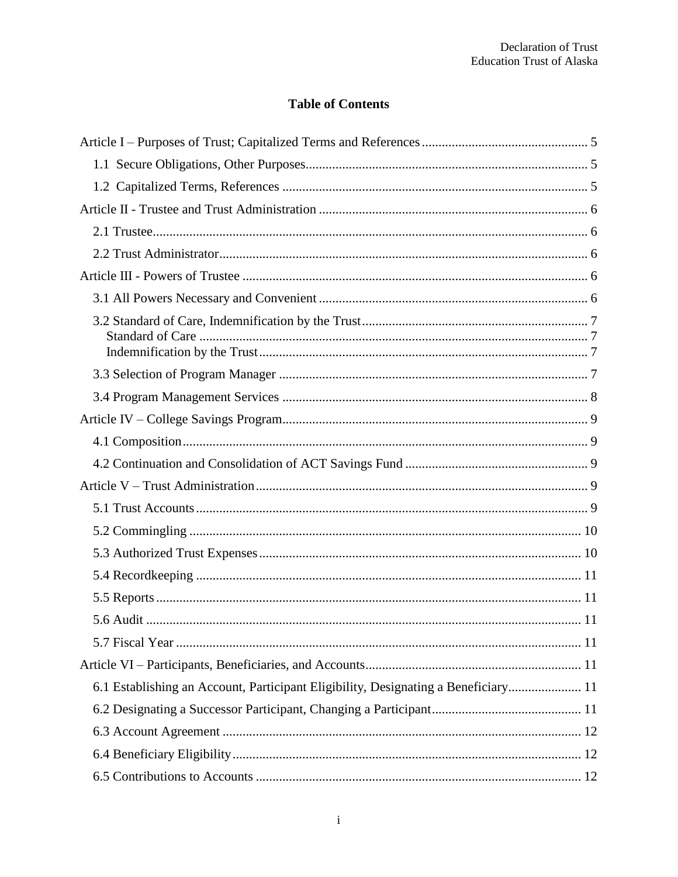## Table of Contents

Article I – Purposes of Trust; Capitalized Terms and References .......... 5

- 1.1 Secure Obligations, Other Purposes .......... 5
- 1.2 Capitalized Terms, References .......... 5

Article II - Trustee and Trust Administration .......... 6

- 2.1 Trustee .......... 6
- 2.2 Trust Administrator .......... 6

Article III - Powers of Trustee .......... 6

- 3.1 All Powers Necessary and Convenient .......... 6
- 3.2 Standard of Care, Indemnification by the Trust .......... 7
  - Standard of Care .......... 7
  - Indemnification by the Trust .......... 7
- 3.3 Selection of Program Manager .......... 7
- 3.4 Program Management Services .......... 8

Article IV – College Savings Program .......... 9

- 4.1 Composition .......... 9
- 4.2 Continuation and Consolidation of ACT Savings Fund .......... 9

Article V – Trust Administration .......... 9

- 5.1 Trust Accounts .......... 9
- 5.2 Commingling .......... 10
- 5.3 Authorized Trust Expenses .......... 10
- 5.4 Recordkeeping .......... 11
- 5.5 Reports .......... 11
- 5.6 Audit .......... 11
- 5.7 Fiscal Year .......... 11

Article VI – Participants, Beneficiaries, and Accounts .......... 11

- 6.1 Establishing an Account, Participant Eligibility, Designating a Beneficiary .......... 11
- 6.2 Designating a Successor Participant, Changing a Participant .......... 11
- 6.3 Account Agreement .......... 12
- 6.4 Beneficiary Eligibility .......... 12
- 6.5 Contributions to Accounts .......... 12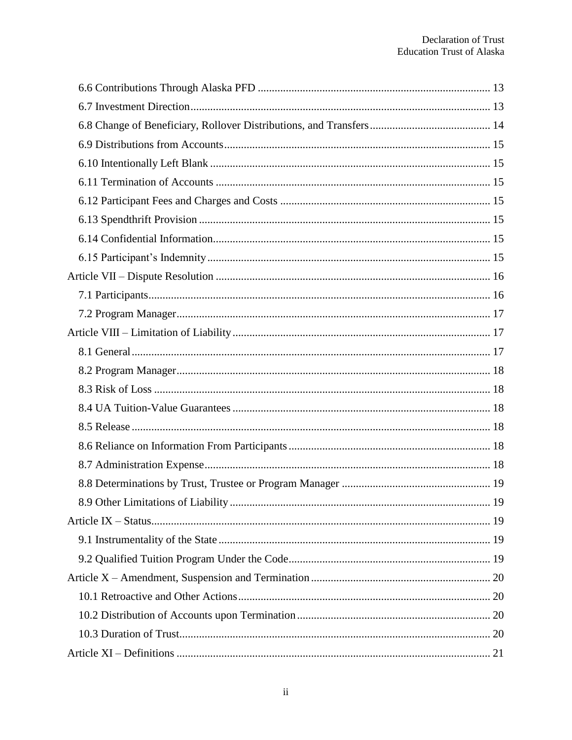6.6 Contributions Through Alaska PFD ..... 13
6.7 Investment Direction ..... 13
6.8 Change of Beneficiary, Rollover Distributions, and Transfers ..... 14
6.9 Distributions from Accounts ..... 15
6.10 Intentionally Left Blank ..... 15
6.11 Termination of Accounts ..... 15
6.12 Participant Fees and Charges and Costs ..... 15
6.13 Spendthrift Provision ..... 15
6.14 Confidential Information ..... 15
6.15 Participant's Indemnity ..... 15

Article VII – Dispute Resolution ..... 16
7.1 Participants ..... 16
7.2 Program Manager ..... 17

Article VIII – Limitation of Liability ..... 17
8.1 General ..... 17
8.2 Program Manager ..... 18
8.3 Risk of Loss ..... 18
8.4 UA Tuition-Value Guarantees ..... 18
8.5 Release ..... 18
8.6 Reliance on Information From Participants ..... 18
8.7 Administration Expense ..... 18
8.8 Determinations by Trust, Trustee or Program Manager ..... 19
8.9 Other Limitations of Liability ..... 19

Article IX – Status ..... 19
9.1 Instrumentality of the State ..... 19
9.2 Qualified Tuition Program Under the Code ..... 19

Article X – Amendment, Suspension and Termination ..... 20
10.1 Retroactive and Other Actions ..... 20
10.2 Distribution of Accounts upon Termination ..... 20
10.3 Duration of Trust ..... 20

Article XI – Definitions ..... 21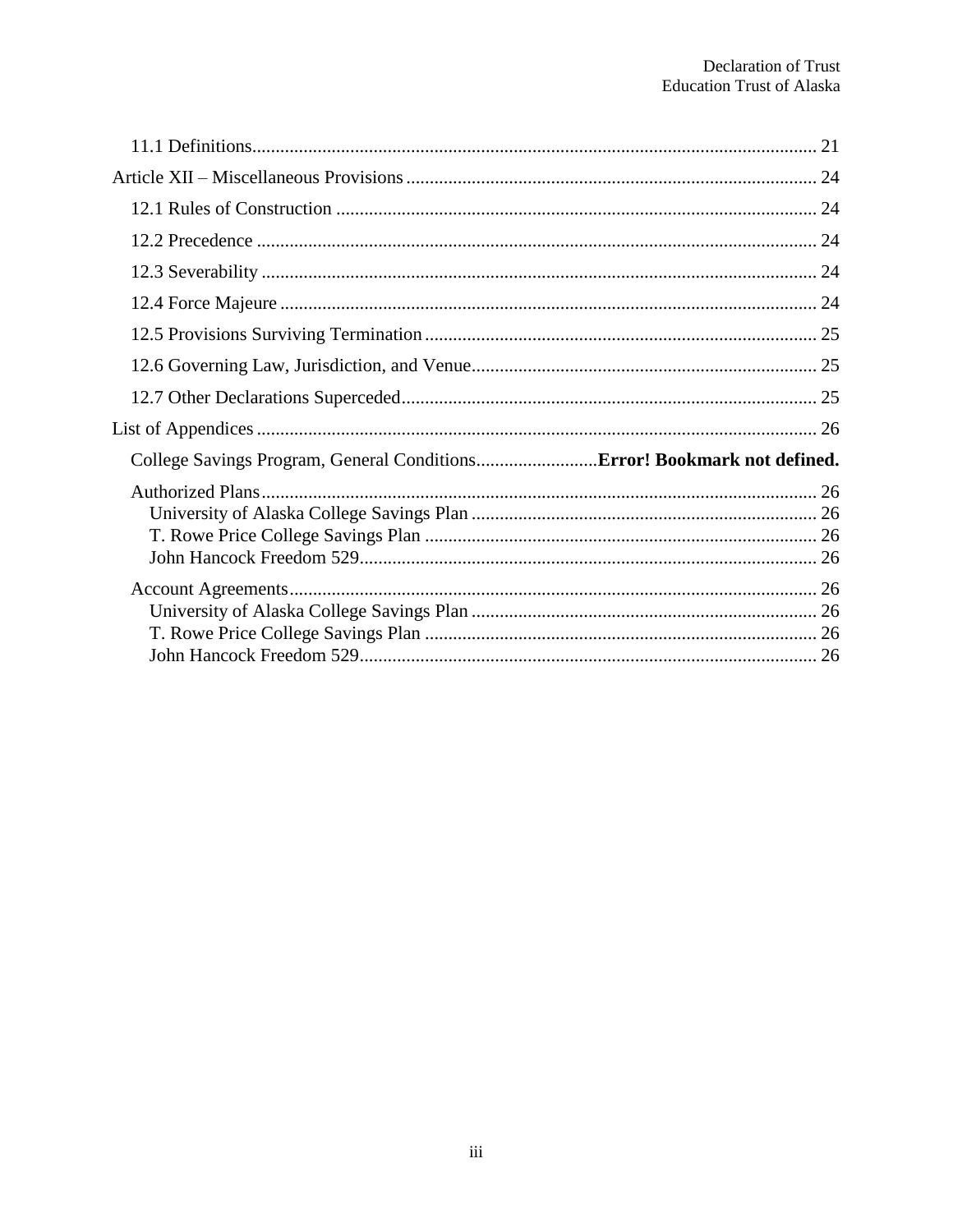11.1 Definitions........................................................................................................................ 21

Article XII – Miscellaneous Provisions ........................................................................................ 24

12.1 Rules of Construction ...................................................................................................... 24

12.2 Precedence ....................................................................................................................... 24

12.3 Severability ...................................................................................................................... 24

12.4 Force Majeure .................................................................................................................. 24

12.5 Provisions Surviving Termination ................................................................................... 25

12.6 Governing Law, Jurisdiction, and Venue......................................................................... 25

12.7 Other Declarations Superceded........................................................................................ 25

List of Appendices ........................................................................................................................ 26

College Savings Program, General Conditions..........................**Error! Bookmark not defined.**

Authorized Plans...................................................................................................................... 26

University of Alaska College Savings Plan .......................................................................... 26

T. Rowe Price College Savings Plan .................................................................................... 26

John Hancock Freedom 529.................................................................................................. 26

Account Agreements................................................................................................................ 26

University of Alaska College Savings Plan .......................................................................... 26

T. Rowe Price College Savings Plan .................................................................................... 26

John Hancock Freedom 529.................................................................................................. 26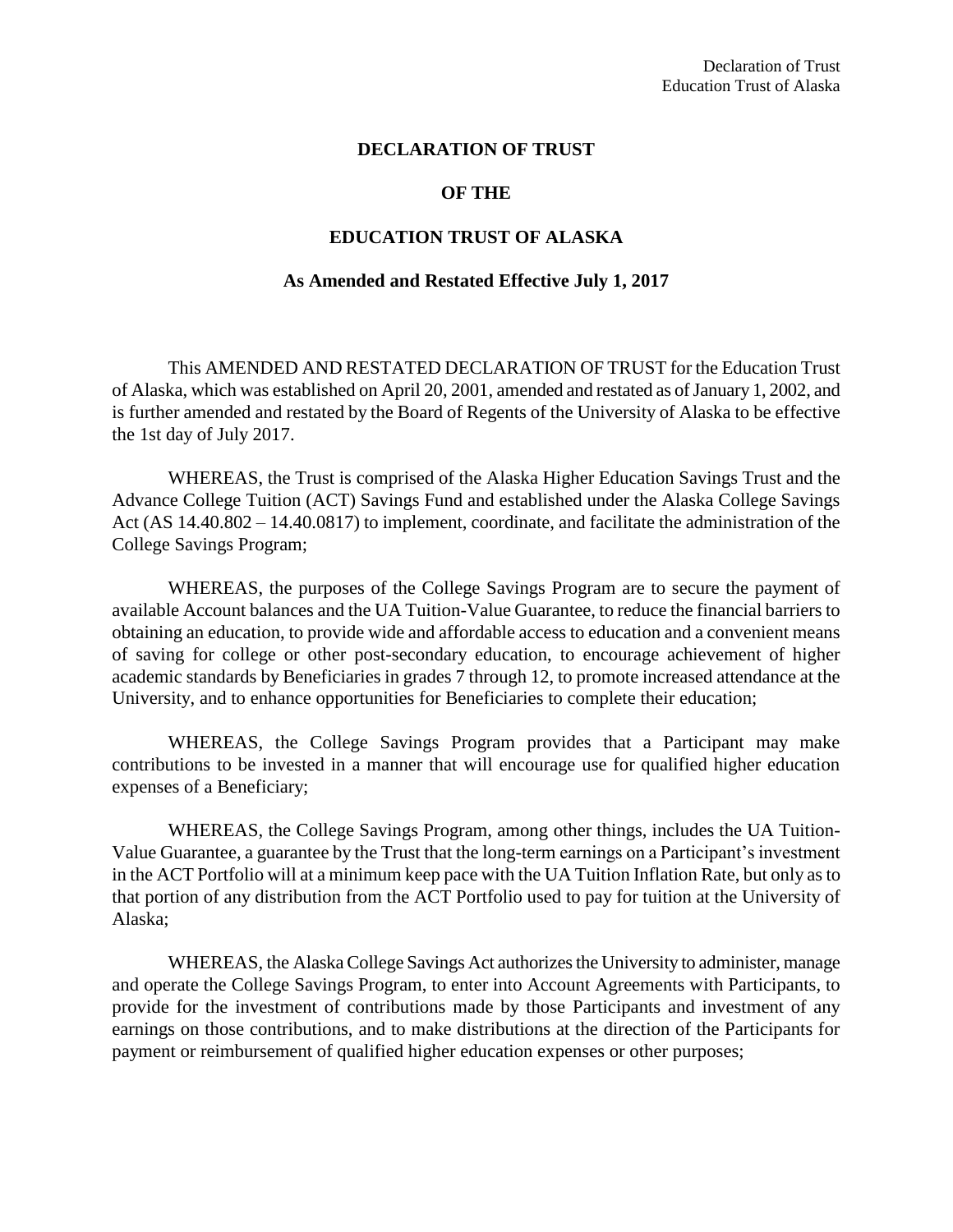**DECLARATION OF TRUST**

**OF THE**

**EDUCATION TRUST OF ALASKA**

**As Amended and Restated Effective July 1, 2017**

This AMENDED AND RESTATED DECLARATION OF TRUST for the Education Trust of Alaska, which was established on April 20, 2001, amended and restated as of January 1, 2002, and is further amended and restated by the Board of Regents of the University of Alaska to be effective the 1st day of July 2017.

WHEREAS, the Trust is comprised of the Alaska Higher Education Savings Trust and the Advance College Tuition (ACT) Savings Fund and established under the Alaska College Savings Act (AS 14.40.802 – 14.40.0817) to implement, coordinate, and facilitate the administration of the College Savings Program;

WHEREAS, the purposes of the College Savings Program are to secure the payment of available Account balances and the UA Tuition-Value Guarantee, to reduce the financial barriers to obtaining an education, to provide wide and affordable access to education and a convenient means of saving for college or other post-secondary education, to encourage achievement of higher academic standards by Beneficiaries in grades 7 through 12, to promote increased attendance at the University, and to enhance opportunities for Beneficiaries to complete their education;

WHEREAS, the College Savings Program provides that a Participant may make contributions to be invested in a manner that will encourage use for qualified higher education expenses of a Beneficiary;

WHEREAS, the College Savings Program, among other things, includes the UA Tuition-Value Guarantee, a guarantee by the Trust that the long-term earnings on a Participant's investment in the ACT Portfolio will at a minimum keep pace with the UA Tuition Inflation Rate, but only as to that portion of any distribution from the ACT Portfolio used to pay for tuition at the University of Alaska;

WHEREAS, the Alaska College Savings Act authorizes the University to administer, manage and operate the College Savings Program, to enter into Account Agreements with Participants, to provide for the investment of contributions made by those Participants and investment of any earnings on those contributions, and to make distributions at the direction of the Participants for payment or reimbursement of qualified higher education expenses or other purposes;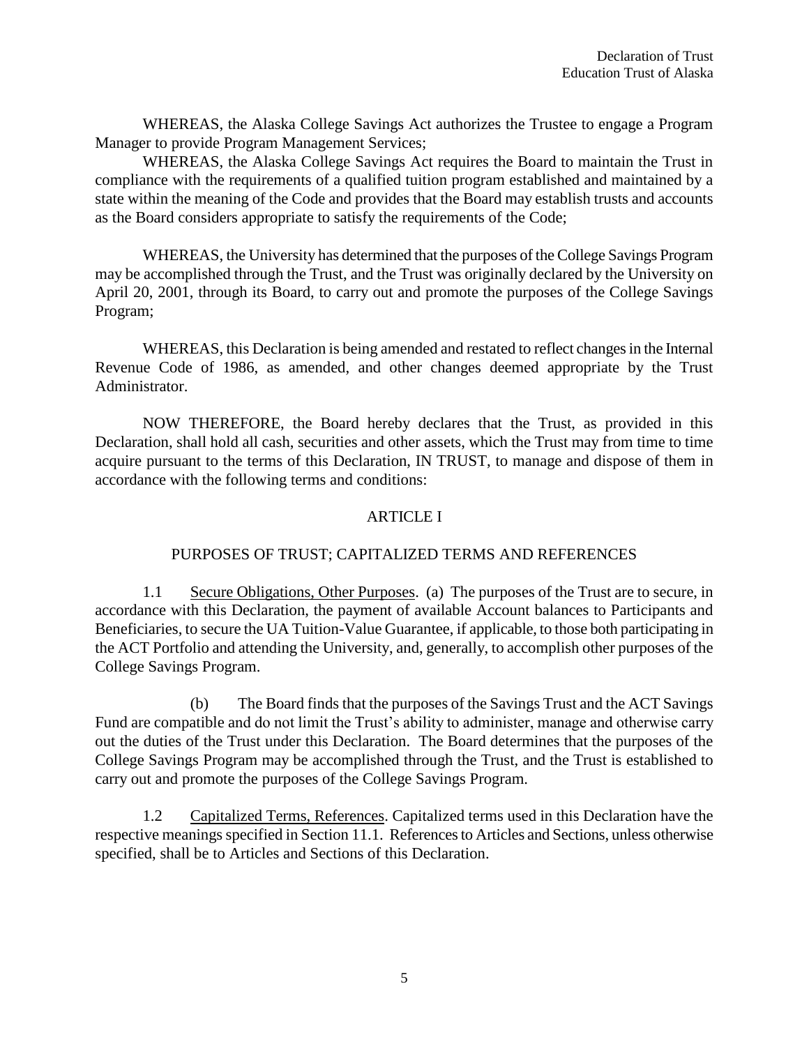WHEREAS, the Alaska College Savings Act authorizes the Trustee to engage a Program Manager to provide Program Management Services;

WHEREAS, the Alaska College Savings Act requires the Board to maintain the Trust in compliance with the requirements of a qualified tuition program established and maintained by a state within the meaning of the Code and provides that the Board may establish trusts and accounts as the Board considers appropriate to satisfy the requirements of the Code;

WHEREAS, the University has determined that the purposes of the College Savings Program may be accomplished through the Trust, and the Trust was originally declared by the University on April 20, 2001, through its Board, to carry out and promote the purposes of the College Savings Program;

WHEREAS, this Declaration is being amended and restated to reflect changes in the Internal Revenue Code of 1986, as amended, and other changes deemed appropriate by the Trust Administrator.

NOW THEREFORE, the Board hereby declares that the Trust, as provided in this Declaration, shall hold all cash, securities and other assets, which the Trust may from time to time acquire pursuant to the terms of this Declaration, IN TRUST, to manage and dispose of them in accordance with the following terms and conditions:

## ARTICLE I

## PURPOSES OF TRUST; CAPITALIZED TERMS AND REFERENCES

1.1 Secure Obligations, Other Purposes. (a) The purposes of the Trust are to secure, in accordance with this Declaration, the payment of available Account balances to Participants and Beneficiaries, to secure the UA Tuition-Value Guarantee, if applicable, to those both participating in the ACT Portfolio and attending the University, and, generally, to accomplish other purposes of the College Savings Program.

(b) The Board finds that the purposes of the Savings Trust and the ACT Savings Fund are compatible and do not limit the Trust's ability to administer, manage and otherwise carry out the duties of the Trust under this Declaration. The Board determines that the purposes of the College Savings Program may be accomplished through the Trust, and the Trust is established to carry out and promote the purposes of the College Savings Program.

1.2 Capitalized Terms, References. Capitalized terms used in this Declaration have the respective meanings specified in Section 11.1. References to Articles and Sections, unless otherwise specified, shall be to Articles and Sections of this Declaration.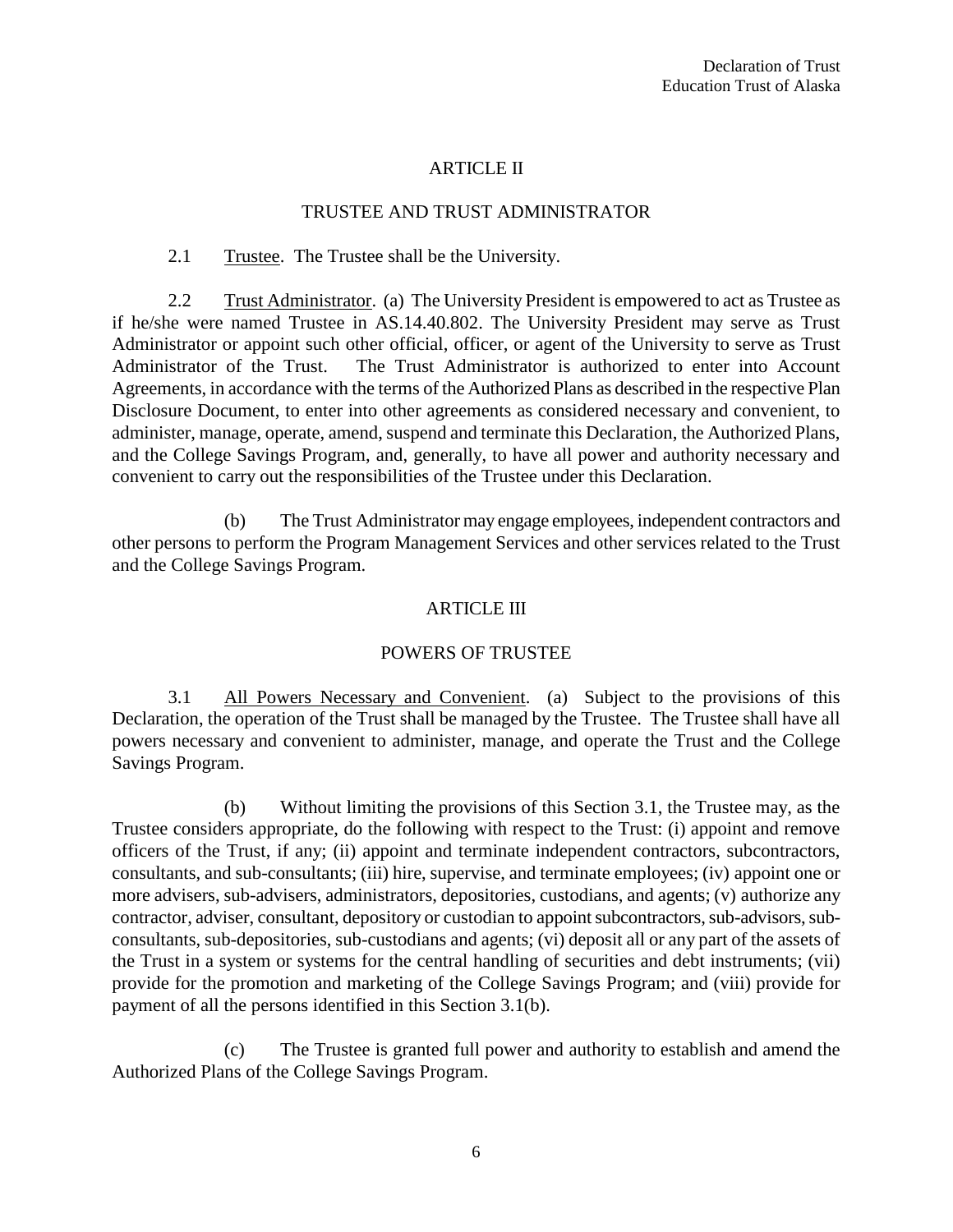## ARTICLE II

## TRUSTEE AND TRUST ADMINISTRATOR

2.1 Trustee. The Trustee shall be the University.

2.2 Trust Administrator. (a) The University President is empowered to act as Trustee as if he/she were named Trustee in AS.14.40.802. The University President may serve as Trust Administrator or appoint such other official, officer, or agent of the University to serve as Trust Administrator of the Trust. The Trust Administrator is authorized to enter into Account Agreements, in accordance with the terms of the Authorized Plans as described in the respective Plan Disclosure Document, to enter into other agreements as considered necessary and convenient, to administer, manage, operate, amend, suspend and terminate this Declaration, the Authorized Plans, and the College Savings Program, and, generally, to have all power and authority necessary and convenient to carry out the responsibilities of the Trustee under this Declaration.

(b) The Trust Administrator may engage employees, independent contractors and other persons to perform the Program Management Services and other services related to the Trust and the College Savings Program.

## ARTICLE III

## POWERS OF TRUSTEE

3.1 All Powers Necessary and Convenient. (a) Subject to the provisions of this Declaration, the operation of the Trust shall be managed by the Trustee. The Trustee shall have all powers necessary and convenient to administer, manage, and operate the Trust and the College Savings Program.

(b) Without limiting the provisions of this Section 3.1, the Trustee may, as the Trustee considers appropriate, do the following with respect to the Trust: (i) appoint and remove officers of the Trust, if any; (ii) appoint and terminate independent contractors, subcontractors, consultants, and sub-consultants; (iii) hire, supervise, and terminate employees; (iv) appoint one or more advisers, sub-advisers, administrators, depositories, custodians, and agents; (v) authorize any contractor, adviser, consultant, depository or custodian to appoint subcontractors, sub-advisors, sub-consultants, sub-depositories, sub-custodians and agents; (vi) deposit all or any part of the assets of the Trust in a system or systems for the central handling of securities and debt instruments; (vii) provide for the promotion and marketing of the College Savings Program; and (viii) provide for payment of all the persons identified in this Section 3.1(b).

(c) The Trustee is granted full power and authority to establish and amend the Authorized Plans of the College Savings Program.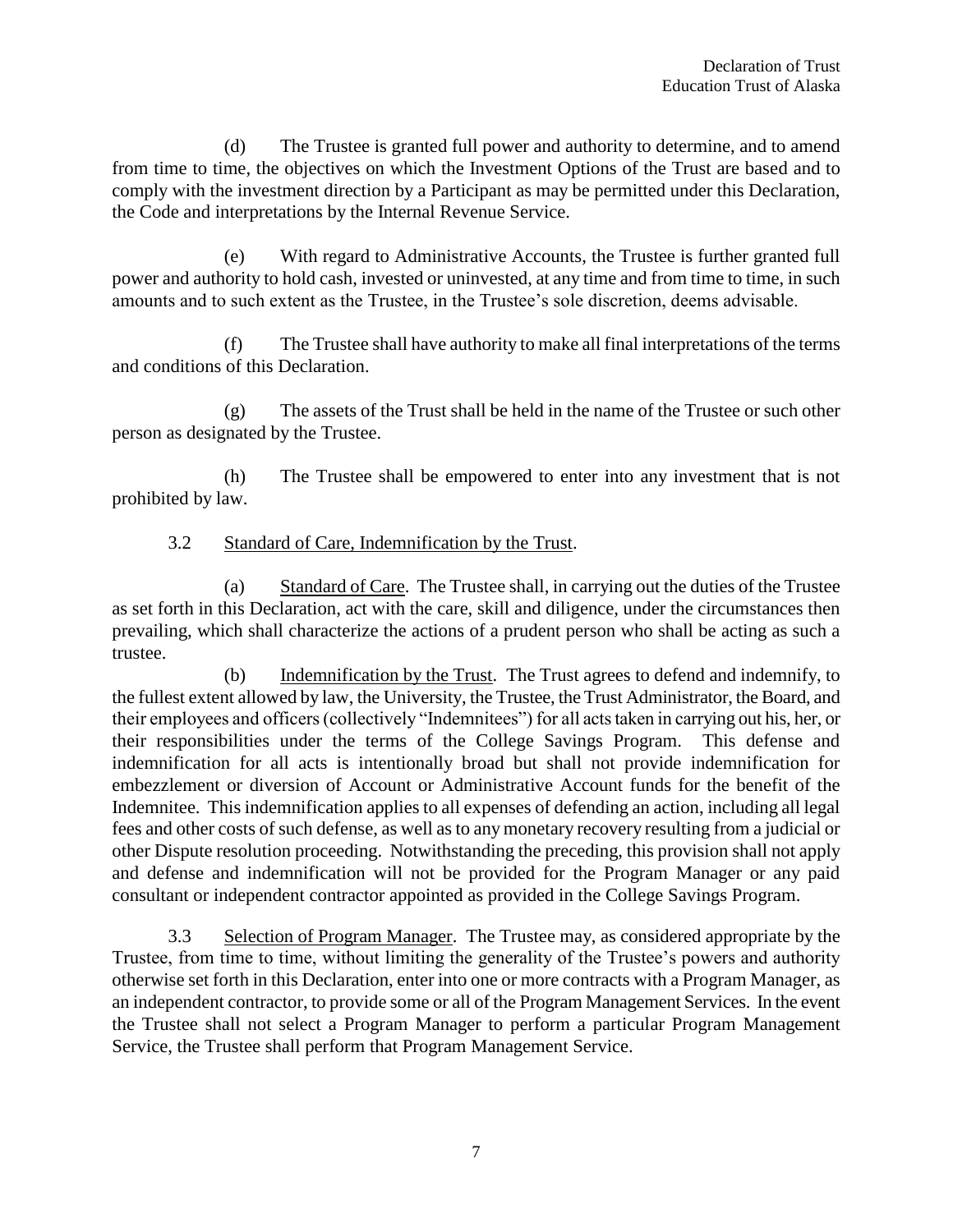(d) The Trustee is granted full power and authority to determine, and to amend from time to time, the objectives on which the Investment Options of the Trust are based and to comply with the investment direction by a Participant as may be permitted under this Declaration, the Code and interpretations by the Internal Revenue Service.

(e) With regard to Administrative Accounts, the Trustee is further granted full power and authority to hold cash, invested or uninvested, at any time and from time to time, in such amounts and to such extent as the Trustee, in the Trustee's sole discretion, deems advisable.

(f) The Trustee shall have authority to make all final interpretations of the terms and conditions of this Declaration.

(g) The assets of the Trust shall be held in the name of the Trustee or such other person as designated by the Trustee.

(h) The Trustee shall be empowered to enter into any investment that is not prohibited by law.

3.2 Standard of Care, Indemnification by the Trust.

(a) Standard of Care. The Trustee shall, in carrying out the duties of the Trustee as set forth in this Declaration, act with the care, skill and diligence, under the circumstances then prevailing, which shall characterize the actions of a prudent person who shall be acting as such a trustee.

(b) Indemnification by the Trust. The Trust agrees to defend and indemnify, to the fullest extent allowed by law, the University, the Trustee, the Trust Administrator, the Board, and their employees and officers (collectively "Indemnitees") for all acts taken in carrying out his, her, or their responsibilities under the terms of the College Savings Program. This defense and indemnification for all acts is intentionally broad but shall not provide indemnification for embezzlement or diversion of Account or Administrative Account funds for the benefit of the Indemnitee. This indemnification applies to all expenses of defending an action, including all legal fees and other costs of such defense, as well as to any monetary recovery resulting from a judicial or other Dispute resolution proceeding. Notwithstanding the preceding, this provision shall not apply and defense and indemnification will not be provided for the Program Manager or any paid consultant or independent contractor appointed as provided in the College Savings Program.

3.3 Selection of Program Manager. The Trustee may, as considered appropriate by the Trustee, from time to time, without limiting the generality of the Trustee's powers and authority otherwise set forth in this Declaration, enter into one or more contracts with a Program Manager, as an independent contractor, to provide some or all of the Program Management Services. In the event the Trustee shall not select a Program Manager to perform a particular Program Management Service, the Trustee shall perform that Program Management Service.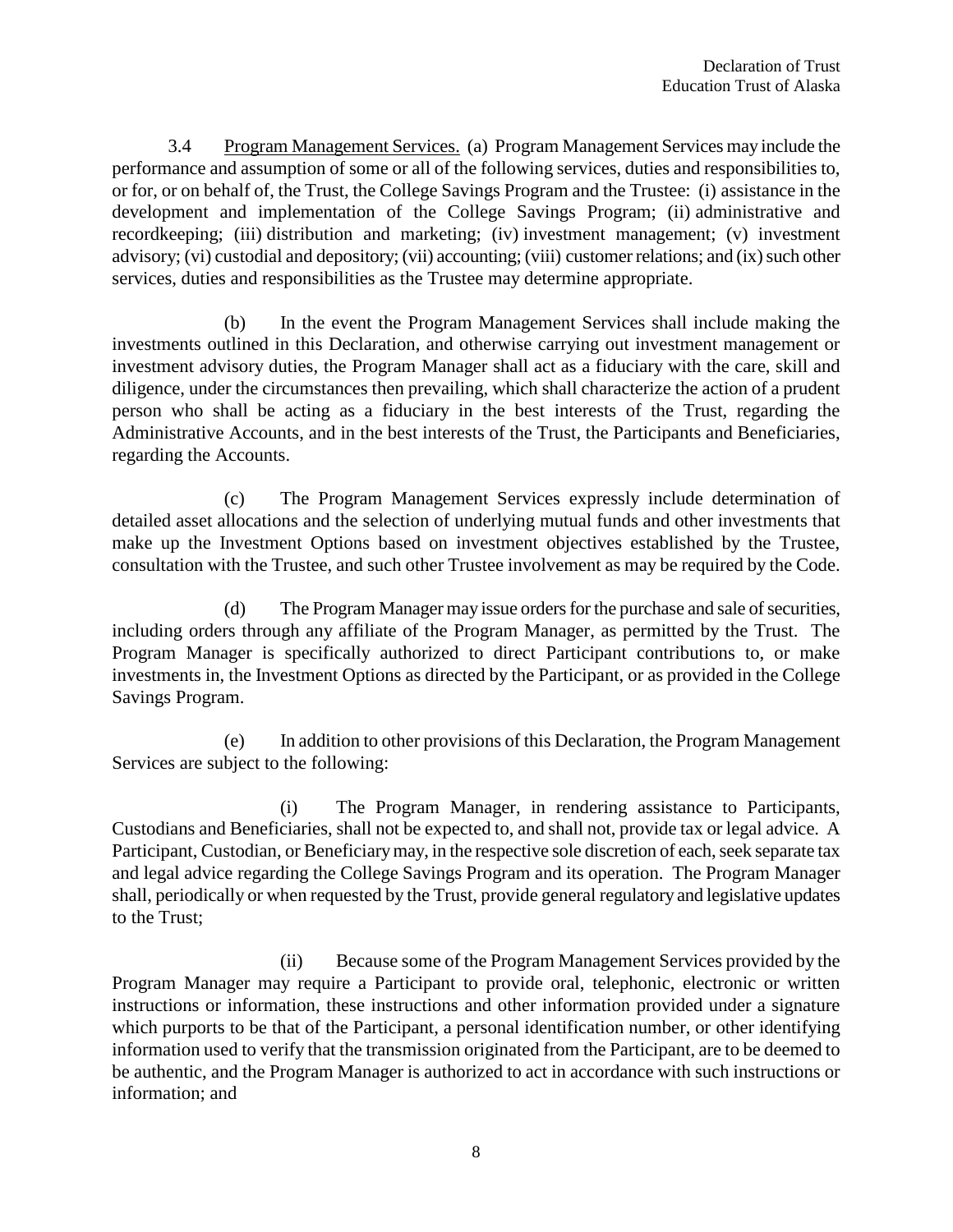3.4 Program Management Services. (a) Program Management Services may include the performance and assumption of some or all of the following services, duties and responsibilities to, or for, or on behalf of, the Trust, the College Savings Program and the Trustee: (i) assistance in the development and implementation of the College Savings Program; (ii) administrative and recordkeeping; (iii) distribution and marketing; (iv) investment management; (v) investment advisory; (vi) custodial and depository; (vii) accounting; (viii) customer relations; and (ix) such other services, duties and responsibilities as the Trustee may determine appropriate.

(b) In the event the Program Management Services shall include making the investments outlined in this Declaration, and otherwise carrying out investment management or investment advisory duties, the Program Manager shall act as a fiduciary with the care, skill and diligence, under the circumstances then prevailing, which shall characterize the action of a prudent person who shall be acting as a fiduciary in the best interests of the Trust, regarding the Administrative Accounts, and in the best interests of the Trust, the Participants and Beneficiaries, regarding the Accounts.

(c) The Program Management Services expressly include determination of detailed asset allocations and the selection of underlying mutual funds and other investments that make up the Investment Options based on investment objectives established by the Trustee, consultation with the Trustee, and such other Trustee involvement as may be required by the Code.

(d) The Program Manager may issue orders for the purchase and sale of securities, including orders through any affiliate of the Program Manager, as permitted by the Trust. The Program Manager is specifically authorized to direct Participant contributions to, or make investments in, the Investment Options as directed by the Participant, or as provided in the College Savings Program.

(e) In addition to other provisions of this Declaration, the Program Management Services are subject to the following:

(i) The Program Manager, in rendering assistance to Participants, Custodians and Beneficiaries, shall not be expected to, and shall not, provide tax or legal advice. A Participant, Custodian, or Beneficiary may, in the respective sole discretion of each, seek separate tax and legal advice regarding the College Savings Program and its operation. The Program Manager shall, periodically or when requested by the Trust, provide general regulatory and legislative updates to the Trust;

(ii) Because some of the Program Management Services provided by the Program Manager may require a Participant to provide oral, telephonic, electronic or written instructions or information, these instructions and other information provided under a signature which purports to be that of the Participant, a personal identification number, or other identifying information used to verify that the transmission originated from the Participant, are to be deemed to be authentic, and the Program Manager is authorized to act in accordance with such instructions or information; and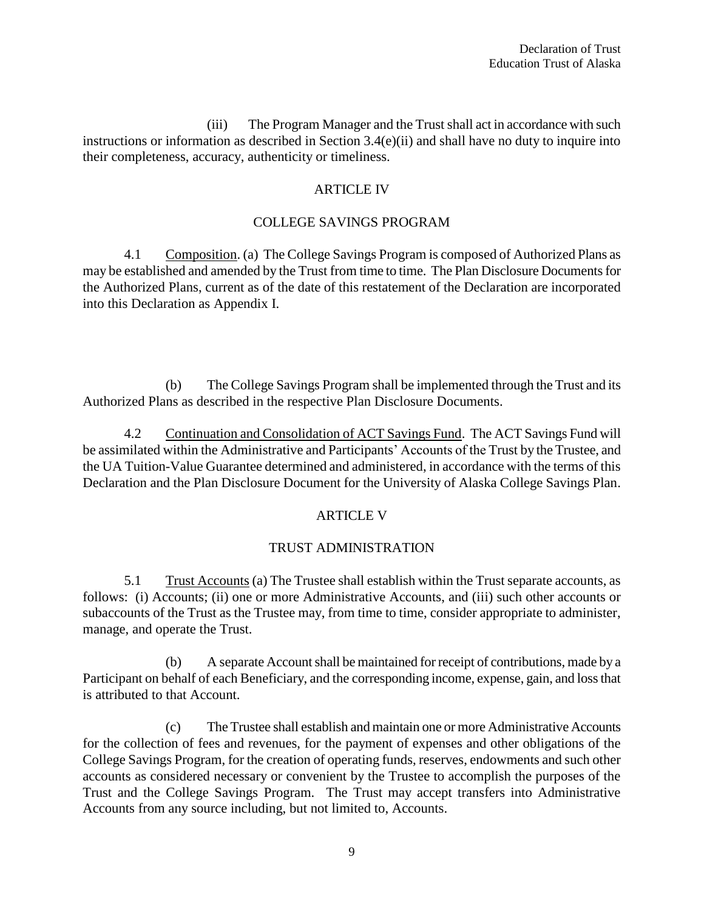(iii) The Program Manager and the Trust shall act in accordance with such instructions or information as described in Section 3.4(e)(ii) and shall have no duty to inquire into their completeness, accuracy, authenticity or timeliness.

## ARTICLE IV

## COLLEGE SAVINGS PROGRAM

4.1 Composition. (a) The College Savings Program is composed of Authorized Plans as may be established and amended by the Trust from time to time. The Plan Disclosure Documents for the Authorized Plans, current as of the date of this restatement of the Declaration are incorporated into this Declaration as Appendix I.

(b) The College Savings Program shall be implemented through the Trust and its Authorized Plans as described in the respective Plan Disclosure Documents.

4.2 Continuation and Consolidation of ACT Savings Fund. The ACT Savings Fund will be assimilated within the Administrative and Participants' Accounts of the Trust by the Trustee, and the UA Tuition-Value Guarantee determined and administered, in accordance with the terms of this Declaration and the Plan Disclosure Document for the University of Alaska College Savings Plan.

## ARTICLE V

## TRUST ADMINISTRATION

5.1 Trust Accounts (a) The Trustee shall establish within the Trust separate accounts, as follows: (i) Accounts; (ii) one or more Administrative Accounts, and (iii) such other accounts or subaccounts of the Trust as the Trustee may, from time to time, consider appropriate to administer, manage, and operate the Trust.

(b) A separate Account shall be maintained for receipt of contributions, made by a Participant on behalf of each Beneficiary, and the corresponding income, expense, gain, and loss that is attributed to that Account.

(c) The Trustee shall establish and maintain one or more Administrative Accounts for the collection of fees and revenues, for the payment of expenses and other obligations of the College Savings Program, for the creation of operating funds, reserves, endowments and such other accounts as considered necessary or convenient by the Trustee to accomplish the purposes of the Trust and the College Savings Program. The Trust may accept transfers into Administrative Accounts from any source including, but not limited to, Accounts.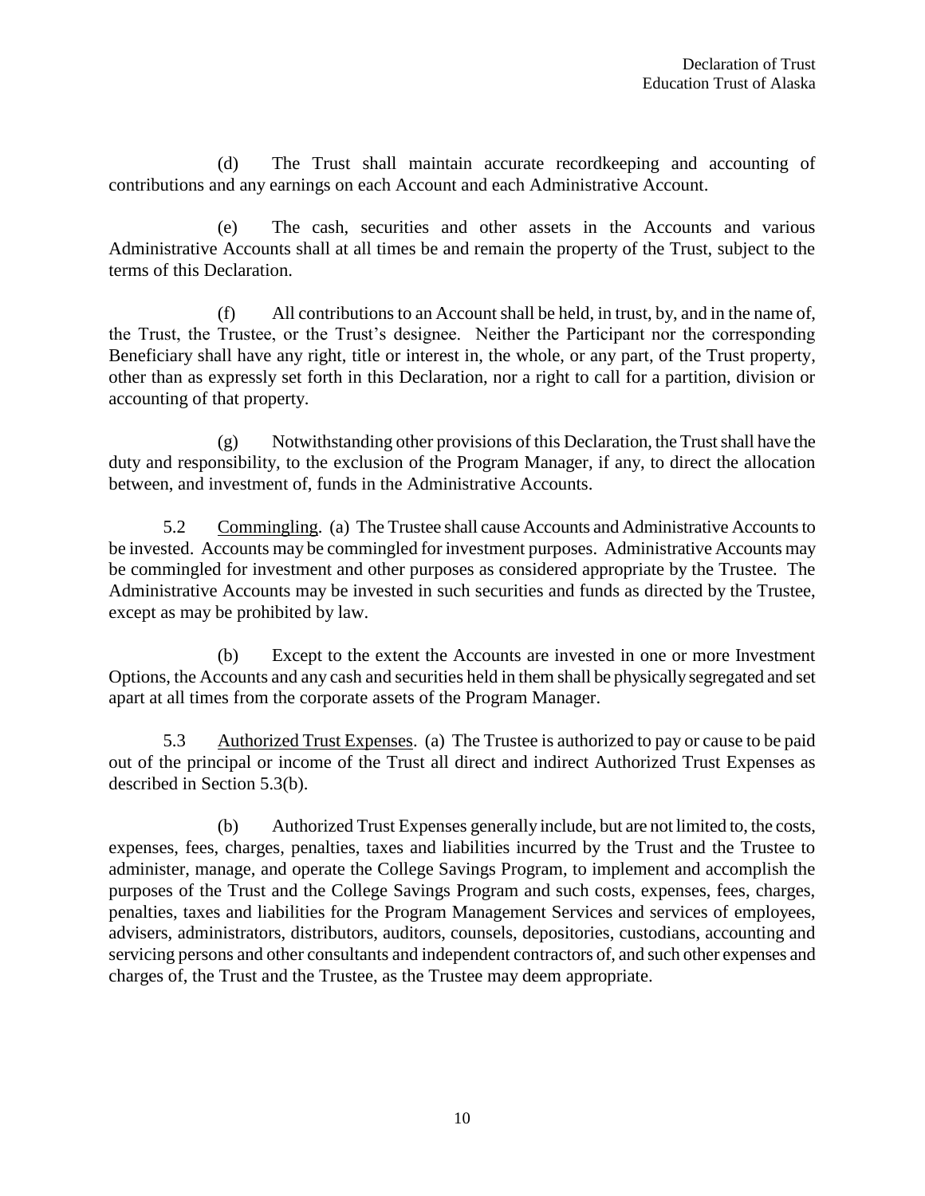(d) The Trust shall maintain accurate recordkeeping and accounting of contributions and any earnings on each Account and each Administrative Account.

(e) The cash, securities and other assets in the Accounts and various Administrative Accounts shall at all times be and remain the property of the Trust, subject to the terms of this Declaration.

(f) All contributions to an Account shall be held, in trust, by, and in the name of, the Trust, the Trustee, or the Trust's designee. Neither the Participant nor the corresponding Beneficiary shall have any right, title or interest in, the whole, or any part, of the Trust property, other than as expressly set forth in this Declaration, nor a right to call for a partition, division or accounting of that property.

(g) Notwithstanding other provisions of this Declaration, the Trust shall have the duty and responsibility, to the exclusion of the Program Manager, if any, to direct the allocation between, and investment of, funds in the Administrative Accounts.

5.2 Commingling. (a) The Trustee shall cause Accounts and Administrative Accounts to be invested. Accounts may be commingled for investment purposes. Administrative Accounts may be commingled for investment and other purposes as considered appropriate by the Trustee. The Administrative Accounts may be invested in such securities and funds as directed by the Trustee, except as may be prohibited by law.

(b) Except to the extent the Accounts are invested in one or more Investment Options, the Accounts and any cash and securities held in them shall be physically segregated and set apart at all times from the corporate assets of the Program Manager.

5.3 Authorized Trust Expenses. (a) The Trustee is authorized to pay or cause to be paid out of the principal or income of the Trust all direct and indirect Authorized Trust Expenses as described in Section 5.3(b).

(b) Authorized Trust Expenses generally include, but are not limited to, the costs, expenses, fees, charges, penalties, taxes and liabilities incurred by the Trust and the Trustee to administer, manage, and operate the College Savings Program, to implement and accomplish the purposes of the Trust and the College Savings Program and such costs, expenses, fees, charges, penalties, taxes and liabilities for the Program Management Services and services of employees, advisers, administrators, distributors, auditors, counsels, depositories, custodians, accounting and servicing persons and other consultants and independent contractors of, and such other expenses and charges of, the Trust and the Trustee, as the Trustee may deem appropriate.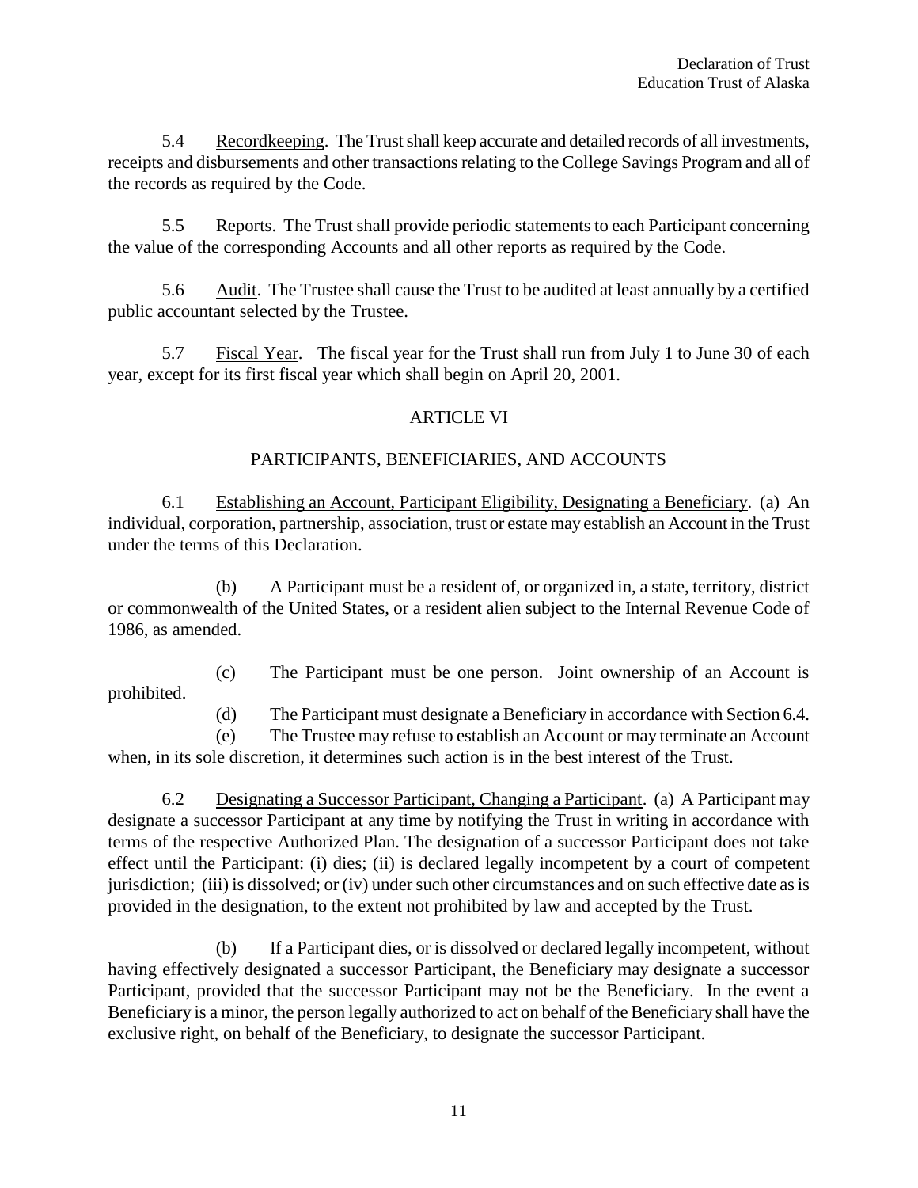5.4 Recordkeeping. The Trust shall keep accurate and detailed records of all investments, receipts and disbursements and other transactions relating to the College Savings Program and all of the records as required by the Code.

5.5 Reports. The Trust shall provide periodic statements to each Participant concerning the value of the corresponding Accounts and all other reports as required by the Code.

5.6 Audit. The Trustee shall cause the Trust to be audited at least annually by a certified public accountant selected by the Trustee.

5.7 Fiscal Year. The fiscal year for the Trust shall run from July 1 to June 30 of each year, except for its first fiscal year which shall begin on April 20, 2001.

## ARTICLE VI

## PARTICIPANTS, BENEFICIARIES, AND ACCOUNTS

6.1 Establishing an Account, Participant Eligibility, Designating a Beneficiary. (a) An individual, corporation, partnership, association, trust or estate may establish an Account in the Trust under the terms of this Declaration.

(b) A Participant must be a resident of, or organized in, a state, territory, district or commonwealth of the United States, or a resident alien subject to the Internal Revenue Code of 1986, as amended.

(c) The Participant must be one person. Joint ownership of an Account is prohibited.

(d) The Participant must designate a Beneficiary in accordance with Section 6.4.

(e) The Trustee may refuse to establish an Account or may terminate an Account when, in its sole discretion, it determines such action is in the best interest of the Trust.

6.2 Designating a Successor Participant, Changing a Participant. (a) A Participant may designate a successor Participant at any time by notifying the Trust in writing in accordance with terms of the respective Authorized Plan. The designation of a successor Participant does not take effect until the Participant: (i) dies; (ii) is declared legally incompetent by a court of competent jurisdiction; (iii) is dissolved; or (iv) under such other circumstances and on such effective date as is provided in the designation, to the extent not prohibited by law and accepted by the Trust.

(b) If a Participant dies, or is dissolved or declared legally incompetent, without having effectively designated a successor Participant, the Beneficiary may designate a successor Participant, provided that the successor Participant may not be the Beneficiary. In the event a Beneficiary is a minor, the person legally authorized to act on behalf of the Beneficiary shall have the exclusive right, on behalf of the Beneficiary, to designate the successor Participant.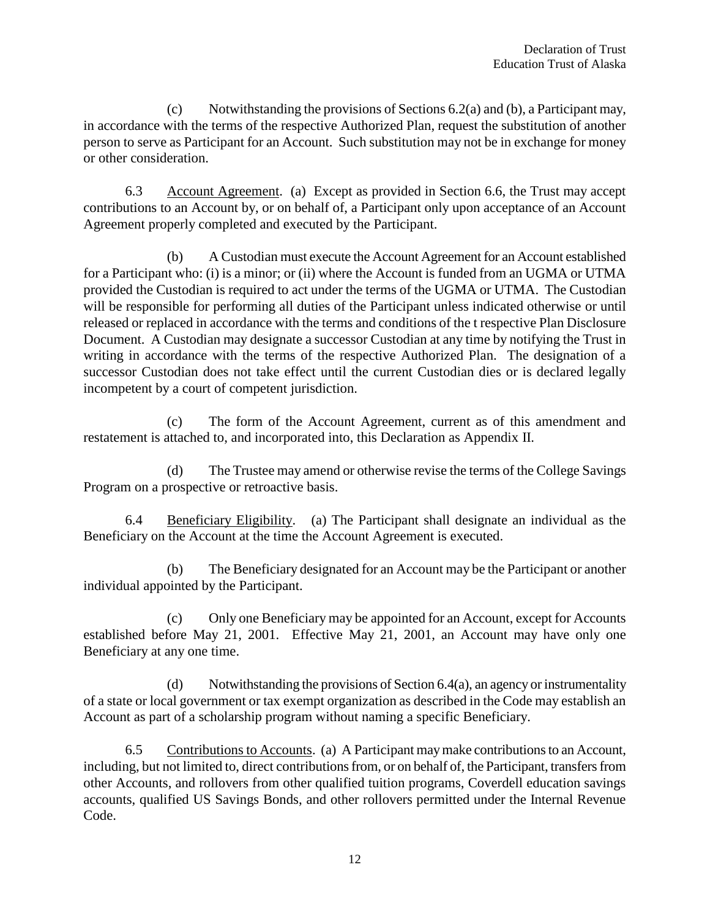(c) Notwithstanding the provisions of Sections 6.2(a) and (b), a Participant may, in accordance with the terms of the respective Authorized Plan, request the substitution of another person to serve as Participant for an Account. Such substitution may not be in exchange for money or other consideration.

6.3 Account Agreement. (a) Except as provided in Section 6.6, the Trust may accept contributions to an Account by, or on behalf of, a Participant only upon acceptance of an Account Agreement properly completed and executed by the Participant.

(b) A Custodian must execute the Account Agreement for an Account established for a Participant who: (i) is a minor; or (ii) where the Account is funded from an UGMA or UTMA provided the Custodian is required to act under the terms of the UGMA or UTMA. The Custodian will be responsible for performing all duties of the Participant unless indicated otherwise or until released or replaced in accordance with the terms and conditions of the t respective Plan Disclosure Document. A Custodian may designate a successor Custodian at any time by notifying the Trust in writing in accordance with the terms of the respective Authorized Plan. The designation of a successor Custodian does not take effect until the current Custodian dies or is declared legally incompetent by a court of competent jurisdiction.

(c) The form of the Account Agreement, current as of this amendment and restatement is attached to, and incorporated into, this Declaration as Appendix II.

(d) The Trustee may amend or otherwise revise the terms of the College Savings Program on a prospective or retroactive basis.

6.4 Beneficiary Eligibility. (a) The Participant shall designate an individual as the Beneficiary on the Account at the time the Account Agreement is executed.

(b) The Beneficiary designated for an Account may be the Participant or another individual appointed by the Participant.

(c) Only one Beneficiary may be appointed for an Account, except for Accounts established before May 21, 2001. Effective May 21, 2001, an Account may have only one Beneficiary at any one time.

(d) Notwithstanding the provisions of Section 6.4(a), an agency or instrumentality of a state or local government or tax exempt organization as described in the Code may establish an Account as part of a scholarship program without naming a specific Beneficiary.

6.5 Contributions to Accounts. (a) A Participant may make contributions to an Account, including, but not limited to, direct contributions from, or on behalf of, the Participant, transfers from other Accounts, and rollovers from other qualified tuition programs, Coverdell education savings accounts, qualified US Savings Bonds, and other rollovers permitted under the Internal Revenue Code.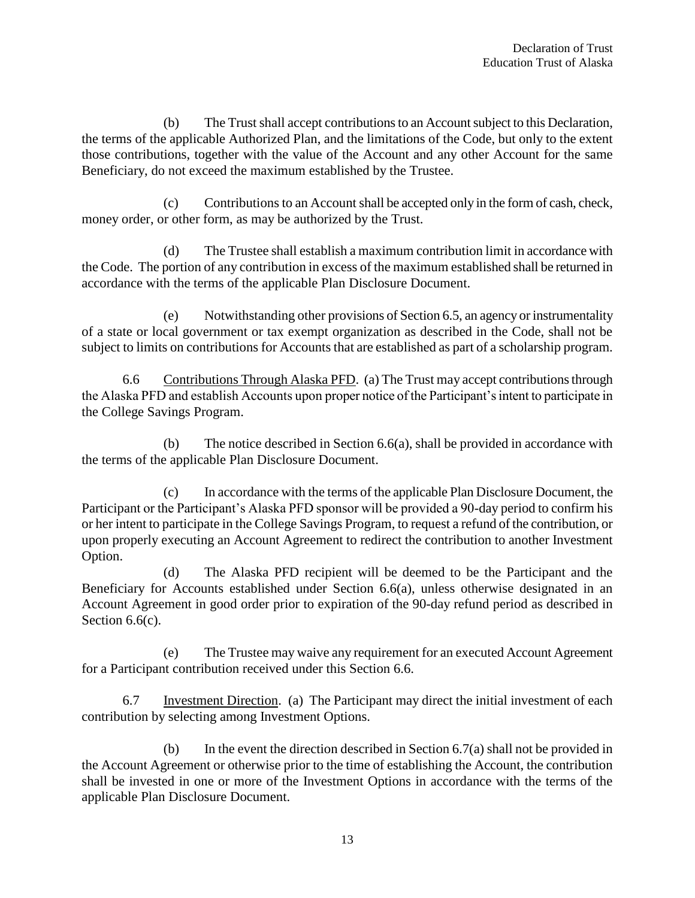(b) The Trust shall accept contributions to an Account subject to this Declaration, the terms of the applicable Authorized Plan, and the limitations of the Code, but only to the extent those contributions, together with the value of the Account and any other Account for the same Beneficiary, do not exceed the maximum established by the Trustee.

(c) Contributions to an Account shall be accepted only in the form of cash, check, money order, or other form, as may be authorized by the Trust.

(d) The Trustee shall establish a maximum contribution limit in accordance with the Code. The portion of any contribution in excess of the maximum established shall be returned in accordance with the terms of the applicable Plan Disclosure Document.

(e) Notwithstanding other provisions of Section 6.5, an agency or instrumentality of a state or local government or tax exempt organization as described in the Code, shall not be subject to limits on contributions for Accounts that are established as part of a scholarship program.

6.6 Contributions Through Alaska PFD. (a) The Trust may accept contributions through the Alaska PFD and establish Accounts upon proper notice of the Participant's intent to participate in the College Savings Program.

(b) The notice described in Section 6.6(a), shall be provided in accordance with the terms of the applicable Plan Disclosure Document.

(c) In accordance with the terms of the applicable Plan Disclosure Document, the Participant or the Participant's Alaska PFD sponsor will be provided a 90-day period to confirm his or her intent to participate in the College Savings Program, to request a refund of the contribution, or upon properly executing an Account Agreement to redirect the contribution to another Investment Option.

(d) The Alaska PFD recipient will be deemed to be the Participant and the Beneficiary for Accounts established under Section 6.6(a), unless otherwise designated in an Account Agreement in good order prior to expiration of the 90-day refund period as described in Section 6.6(c).

(e) The Trustee may waive any requirement for an executed Account Agreement for a Participant contribution received under this Section 6.6.

6.7 Investment Direction. (a) The Participant may direct the initial investment of each contribution by selecting among Investment Options.

(b) In the event the direction described in Section 6.7(a) shall not be provided in the Account Agreement or otherwise prior to the time of establishing the Account, the contribution shall be invested in one or more of the Investment Options in accordance with the terms of the applicable Plan Disclosure Document.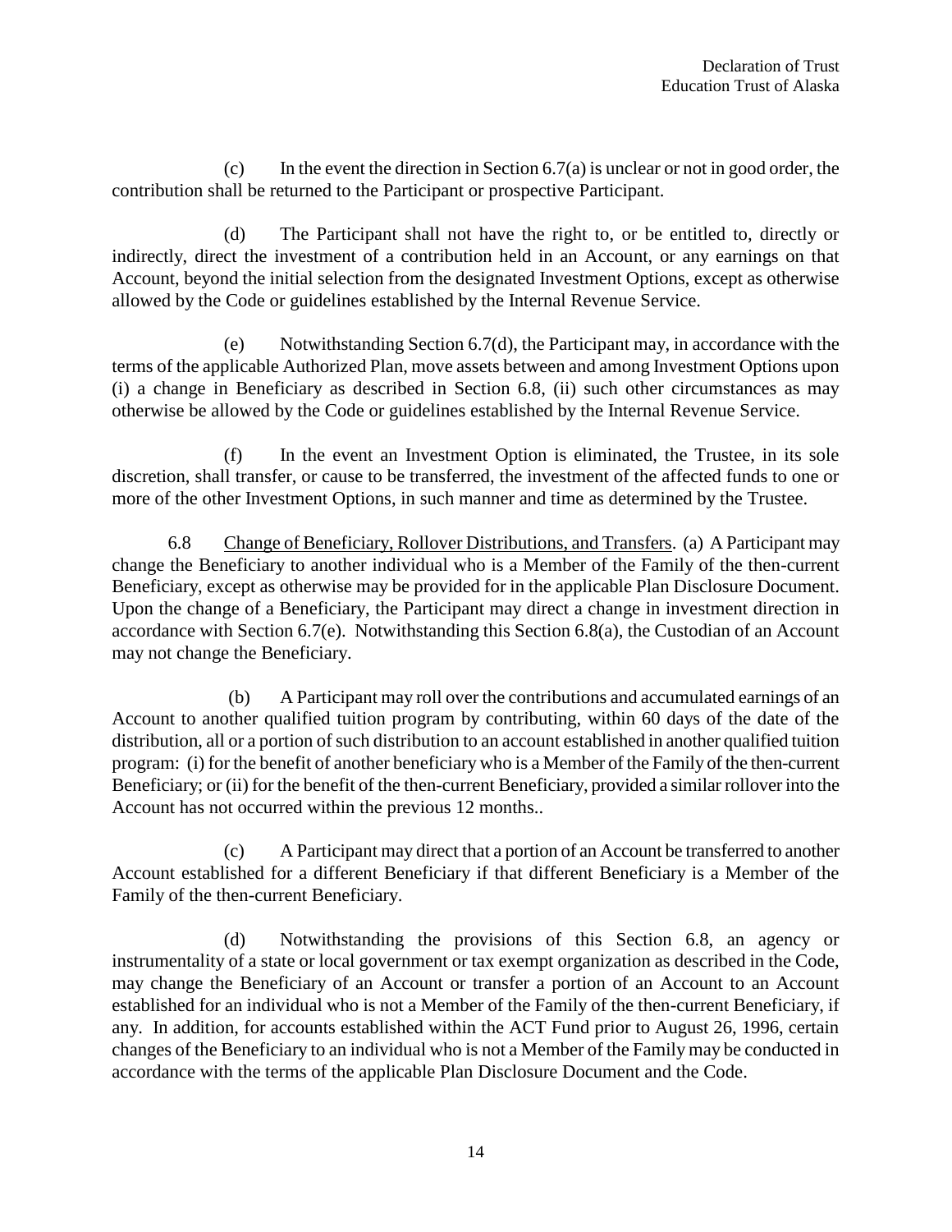(c) In the event the direction in Section 6.7(a) is unclear or not in good order, the contribution shall be returned to the Participant or prospective Participant.

(d) The Participant shall not have the right to, or be entitled to, directly or indirectly, direct the investment of a contribution held in an Account, or any earnings on that Account, beyond the initial selection from the designated Investment Options, except as otherwise allowed by the Code or guidelines established by the Internal Revenue Service.

(e) Notwithstanding Section 6.7(d), the Participant may, in accordance with the terms of the applicable Authorized Plan, move assets between and among Investment Options upon (i) a change in Beneficiary as described in Section 6.8, (ii) such other circumstances as may otherwise be allowed by the Code or guidelines established by the Internal Revenue Service.

(f) In the event an Investment Option is eliminated, the Trustee, in its sole discretion, shall transfer, or cause to be transferred, the investment of the affected funds to one or more of the other Investment Options, in such manner and time as determined by the Trustee.

6.8 Change of Beneficiary, Rollover Distributions, and Transfers. (a) A Participant may change the Beneficiary to another individual who is a Member of the Family of the then-current Beneficiary, except as otherwise may be provided for in the applicable Plan Disclosure Document. Upon the change of a Beneficiary, the Participant may direct a change in investment direction in accordance with Section 6.7(e). Notwithstanding this Section 6.8(a), the Custodian of an Account may not change the Beneficiary.

(b) A Participant may roll over the contributions and accumulated earnings of an Account to another qualified tuition program by contributing, within 60 days of the date of the distribution, all or a portion of such distribution to an account established in another qualified tuition program: (i) for the benefit of another beneficiary who is a Member of the Family of the then-current Beneficiary; or (ii) for the benefit of the then-current Beneficiary, provided a similar rollover into the Account has not occurred within the previous 12 months..

(c) A Participant may direct that a portion of an Account be transferred to another Account established for a different Beneficiary if that different Beneficiary is a Member of the Family of the then-current Beneficiary.

(d) Notwithstanding the provisions of this Section 6.8, an agency or instrumentality of a state or local government or tax exempt organization as described in the Code, may change the Beneficiary of an Account or transfer a portion of an Account to an Account established for an individual who is not a Member of the Family of the then-current Beneficiary, if any. In addition, for accounts established within the ACT Fund prior to August 26, 1996, certain changes of the Beneficiary to an individual who is not a Member of the Family may be conducted in accordance with the terms of the applicable Plan Disclosure Document and the Code.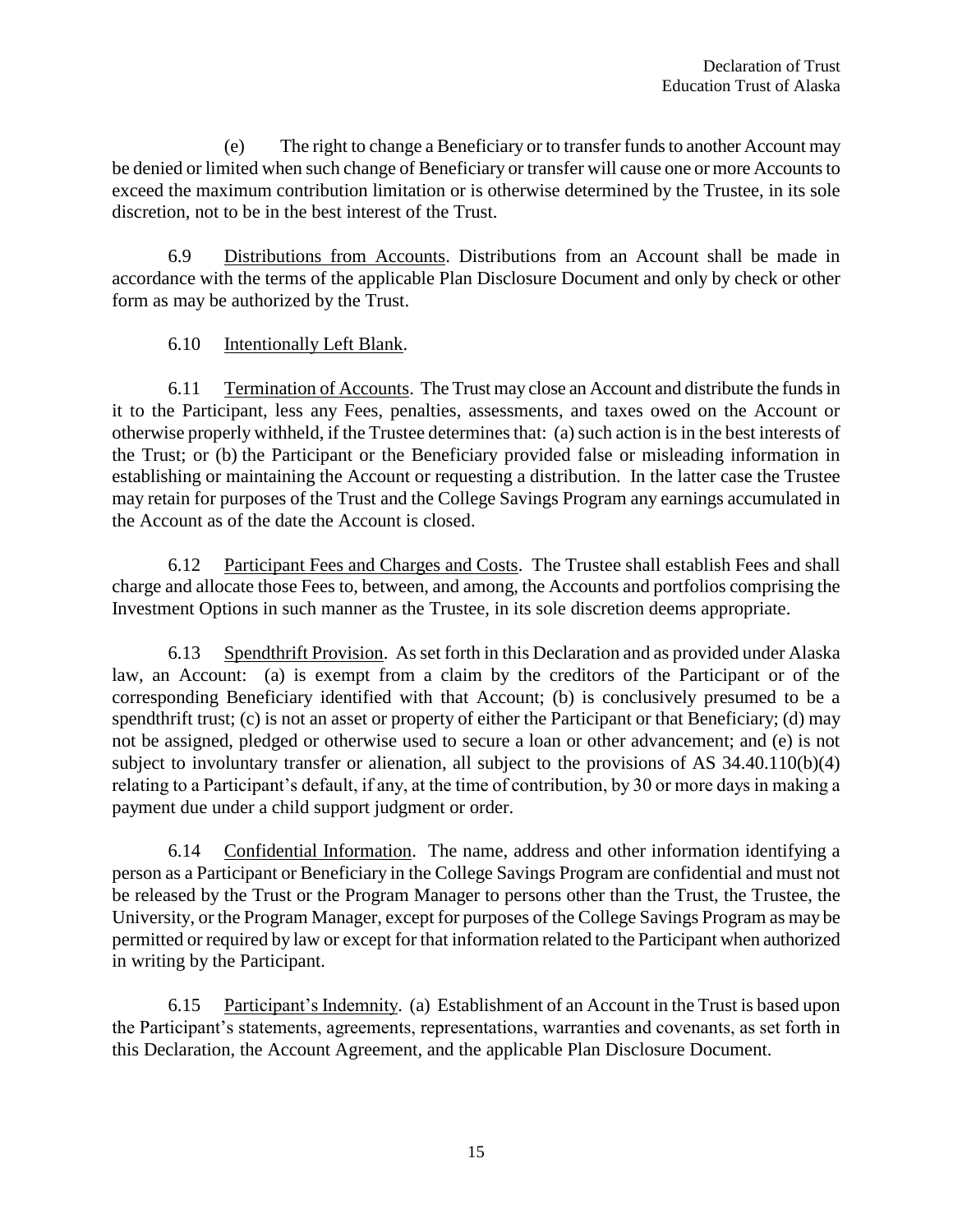(e) The right to change a Beneficiary or to transfer funds to another Account may be denied or limited when such change of Beneficiary or transfer will cause one or more Accounts to exceed the maximum contribution limitation or is otherwise determined by the Trustee, in its sole discretion, not to be in the best interest of the Trust.

6.9 Distributions from Accounts. Distributions from an Account shall be made in accordance with the terms of the applicable Plan Disclosure Document and only by check or other form as may be authorized by the Trust.

6.10 Intentionally Left Blank.

6.11 Termination of Accounts. The Trust may close an Account and distribute the funds in it to the Participant, less any Fees, penalties, assessments, and taxes owed on the Account or otherwise properly withheld, if the Trustee determines that: (a) such action is in the best interests of the Trust; or (b) the Participant or the Beneficiary provided false or misleading information in establishing or maintaining the Account or requesting a distribution. In the latter case the Trustee may retain for purposes of the Trust and the College Savings Program any earnings accumulated in the Account as of the date the Account is closed.

6.12 Participant Fees and Charges and Costs. The Trustee shall establish Fees and shall charge and allocate those Fees to, between, and among, the Accounts and portfolios comprising the Investment Options in such manner as the Trustee, in its sole discretion deems appropriate.

6.13 Spendthrift Provision. As set forth in this Declaration and as provided under Alaska law, an Account: (a) is exempt from a claim by the creditors of the Participant or of the corresponding Beneficiary identified with that Account; (b) is conclusively presumed to be a spendthrift trust; (c) is not an asset or property of either the Participant or that Beneficiary; (d) may not be assigned, pledged or otherwise used to secure a loan or other advancement; and (e) is not subject to involuntary transfer or alienation, all subject to the provisions of AS 34.40.110(b)(4) relating to a Participant's default, if any, at the time of contribution, by 30 or more days in making a payment due under a child support judgment or order.

6.14 Confidential Information. The name, address and other information identifying a person as a Participant or Beneficiary in the College Savings Program are confidential and must not be released by the Trust or the Program Manager to persons other than the Trust, the Trustee, the University, or the Program Manager, except for purposes of the College Savings Program as may be permitted or required by law or except for that information related to the Participant when authorized in writing by the Participant.

6.15 Participant's Indemnity. (a) Establishment of an Account in the Trust is based upon the Participant's statements, agreements, representations, warranties and covenants, as set forth in this Declaration, the Account Agreement, and the applicable Plan Disclosure Document.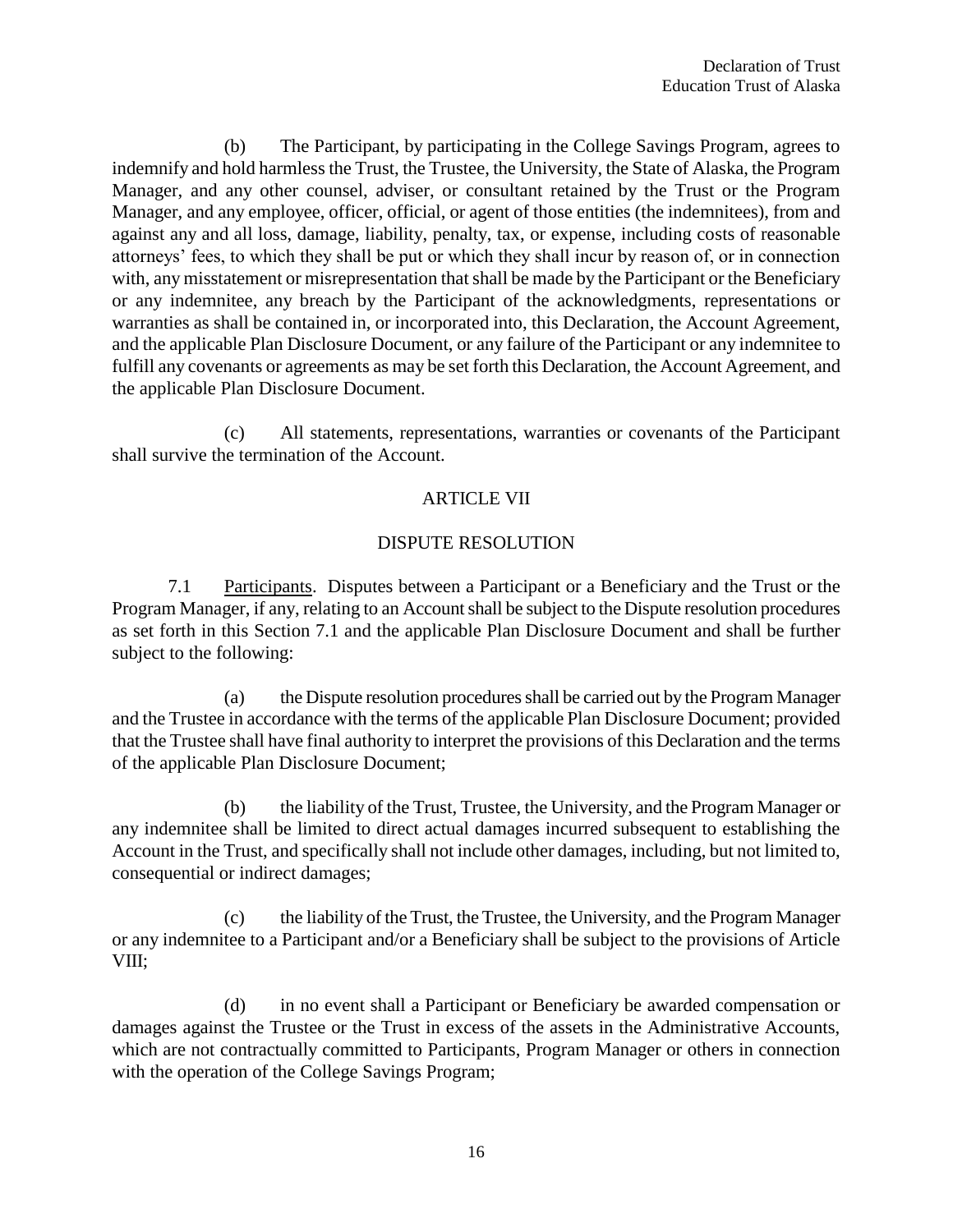(b) The Participant, by participating in the College Savings Program, agrees to indemnify and hold harmless the Trust, the Trustee, the University, the State of Alaska, the Program Manager, and any other counsel, adviser, or consultant retained by the Trust or the Program Manager, and any employee, officer, official, or agent of those entities (the indemnitees), from and against any and all loss, damage, liability, penalty, tax, or expense, including costs of reasonable attorneys' fees, to which they shall be put or which they shall incur by reason of, or in connection with, any misstatement or misrepresentation that shall be made by the Participant or the Beneficiary or any indemnitee, any breach by the Participant of the acknowledgments, representations or warranties as shall be contained in, or incorporated into, this Declaration, the Account Agreement, and the applicable Plan Disclosure Document, or any failure of the Participant or any indemnitee to fulfill any covenants or agreements as may be set forth this Declaration, the Account Agreement, and the applicable Plan Disclosure Document.

(c) All statements, representations, warranties or covenants of the Participant shall survive the termination of the Account.

## ARTICLE VII

## DISPUTE RESOLUTION

7.1 Participants. Disputes between a Participant or a Beneficiary and the Trust or the Program Manager, if any, relating to an Account shall be subject to the Dispute resolution procedures as set forth in this Section 7.1 and the applicable Plan Disclosure Document and shall be further subject to the following:

(a) the Dispute resolution procedures shall be carried out by the Program Manager and the Trustee in accordance with the terms of the applicable Plan Disclosure Document; provided that the Trustee shall have final authority to interpret the provisions of this Declaration and the terms of the applicable Plan Disclosure Document;

(b) the liability of the Trust, Trustee, the University, and the Program Manager or any indemnitee shall be limited to direct actual damages incurred subsequent to establishing the Account in the Trust, and specifically shall not include other damages, including, but not limited to, consequential or indirect damages;

(c) the liability of the Trust, the Trustee, the University, and the Program Manager or any indemnitee to a Participant and/or a Beneficiary shall be subject to the provisions of Article VIII;

(d) in no event shall a Participant or Beneficiary be awarded compensation or damages against the Trustee or the Trust in excess of the assets in the Administrative Accounts, which are not contractually committed to Participants, Program Manager or others in connection with the operation of the College Savings Program;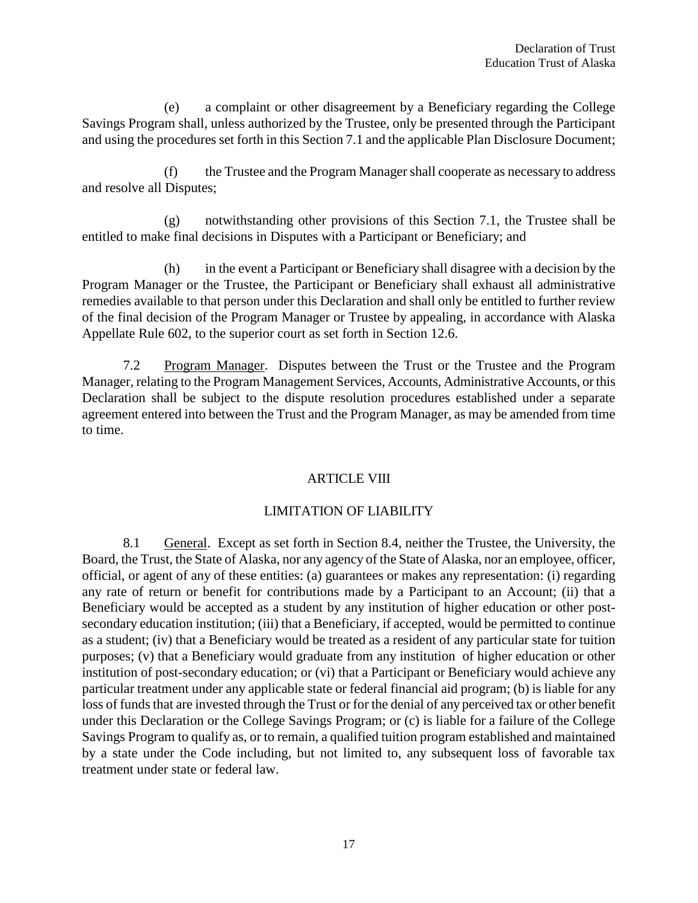(e) a complaint or other disagreement by a Beneficiary regarding the College Savings Program shall, unless authorized by the Trustee, only be presented through the Participant and using the procedures set forth in this Section 7.1 and the applicable Plan Disclosure Document;

(f) the Trustee and the Program Manager shall cooperate as necessary to address and resolve all Disputes;

(g) notwithstanding other provisions of this Section 7.1, the Trustee shall be entitled to make final decisions in Disputes with a Participant or Beneficiary; and

(h) in the event a Participant or Beneficiary shall disagree with a decision by the Program Manager or the Trustee, the Participant or Beneficiary shall exhaust all administrative remedies available to that person under this Declaration and shall only be entitled to further review of the final decision of the Program Manager or Trustee by appealing, in accordance with Alaska Appellate Rule 602, to the superior court as set forth in Section 12.6.

7.2 Program Manager. Disputes between the Trust or the Trustee and the Program Manager, relating to the Program Management Services, Accounts, Administrative Accounts, or this Declaration shall be subject to the dispute resolution procedures established under a separate agreement entered into between the Trust and the Program Manager, as may be amended from time to time.

## ARTICLE VIII

## LIMITATION OF LIABILITY

8.1 General. Except as set forth in Section 8.4, neither the Trustee, the University, the Board, the Trust, the State of Alaska, nor any agency of the State of Alaska, nor an employee, officer, official, or agent of any of these entities: (a) guarantees or makes any representation: (i) regarding any rate of return or benefit for contributions made by a Participant to an Account; (ii) that a Beneficiary would be accepted as a student by any institution of higher education or other post-secondary education institution; (iii) that a Beneficiary, if accepted, would be permitted to continue as a student; (iv) that a Beneficiary would be treated as a resident of any particular state for tuition purposes; (v) that a Beneficiary would graduate from any institution of higher education or other institution of post-secondary education; or (vi) that a Participant or Beneficiary would achieve any particular treatment under any applicable state or federal financial aid program; (b) is liable for any loss of funds that are invested through the Trust or for the denial of any perceived tax or other benefit under this Declaration or the College Savings Program; or (c) is liable for a failure of the College Savings Program to qualify as, or to remain, a qualified tuition program established and maintained by a state under the Code including, but not limited to, any subsequent loss of favorable tax treatment under state or federal law.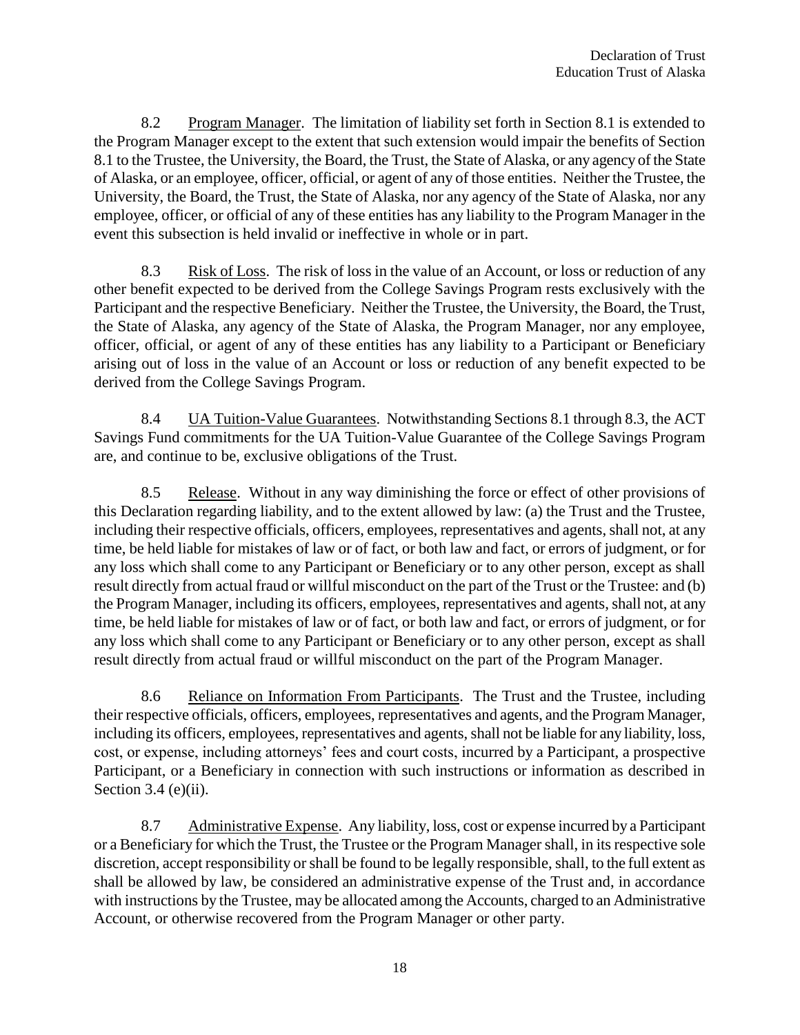8.2 Program Manager. The limitation of liability set forth in Section 8.1 is extended to the Program Manager except to the extent that such extension would impair the benefits of Section 8.1 to the Trustee, the University, the Board, the Trust, the State of Alaska, or any agency of the State of Alaska, or an employee, officer, official, or agent of any of those entities. Neither the Trustee, the University, the Board, the Trust, the State of Alaska, nor any agency of the State of Alaska, nor any employee, officer, or official of any of these entities has any liability to the Program Manager in the event this subsection is held invalid or ineffective in whole or in part.

8.3 Risk of Loss. The risk of loss in the value of an Account, or loss or reduction of any other benefit expected to be derived from the College Savings Program rests exclusively with the Participant and the respective Beneficiary. Neither the Trustee, the University, the Board, the Trust, the State of Alaska, any agency of the State of Alaska, the Program Manager, nor any employee, officer, official, or agent of any of these entities has any liability to a Participant or Beneficiary arising out of loss in the value of an Account or loss or reduction of any benefit expected to be derived from the College Savings Program.

8.4 UA Tuition-Value Guarantees. Notwithstanding Sections 8.1 through 8.3, the ACT Savings Fund commitments for the UA Tuition-Value Guarantee of the College Savings Program are, and continue to be, exclusive obligations of the Trust.

8.5 Release. Without in any way diminishing the force or effect of other provisions of this Declaration regarding liability, and to the extent allowed by law: (a) the Trust and the Trustee, including their respective officials, officers, employees, representatives and agents, shall not, at any time, be held liable for mistakes of law or of fact, or both law and fact, or errors of judgment, or for any loss which shall come to any Participant or Beneficiary or to any other person, except as shall result directly from actual fraud or willful misconduct on the part of the Trust or the Trustee: and (b) the Program Manager, including its officers, employees, representatives and agents, shall not, at any time, be held liable for mistakes of law or of fact, or both law and fact, or errors of judgment, or for any loss which shall come to any Participant or Beneficiary or to any other person, except as shall result directly from actual fraud or willful misconduct on the part of the Program Manager.

8.6 Reliance on Information From Participants. The Trust and the Trustee, including their respective officials, officers, employees, representatives and agents, and the Program Manager, including its officers, employees, representatives and agents, shall not be liable for any liability, loss, cost, or expense, including attorneys' fees and court costs, incurred by a Participant, a prospective Participant, or a Beneficiary in connection with such instructions or information as described in Section 3.4 (e)(ii).

8.7 Administrative Expense. Any liability, loss, cost or expense incurred by a Participant or a Beneficiary for which the Trust, the Trustee or the Program Manager shall, in its respective sole discretion, accept responsibility or shall be found to be legally responsible, shall, to the full extent as shall be allowed by law, be considered an administrative expense of the Trust and, in accordance with instructions by the Trustee, may be allocated among the Accounts, charged to an Administrative Account, or otherwise recovered from the Program Manager or other party.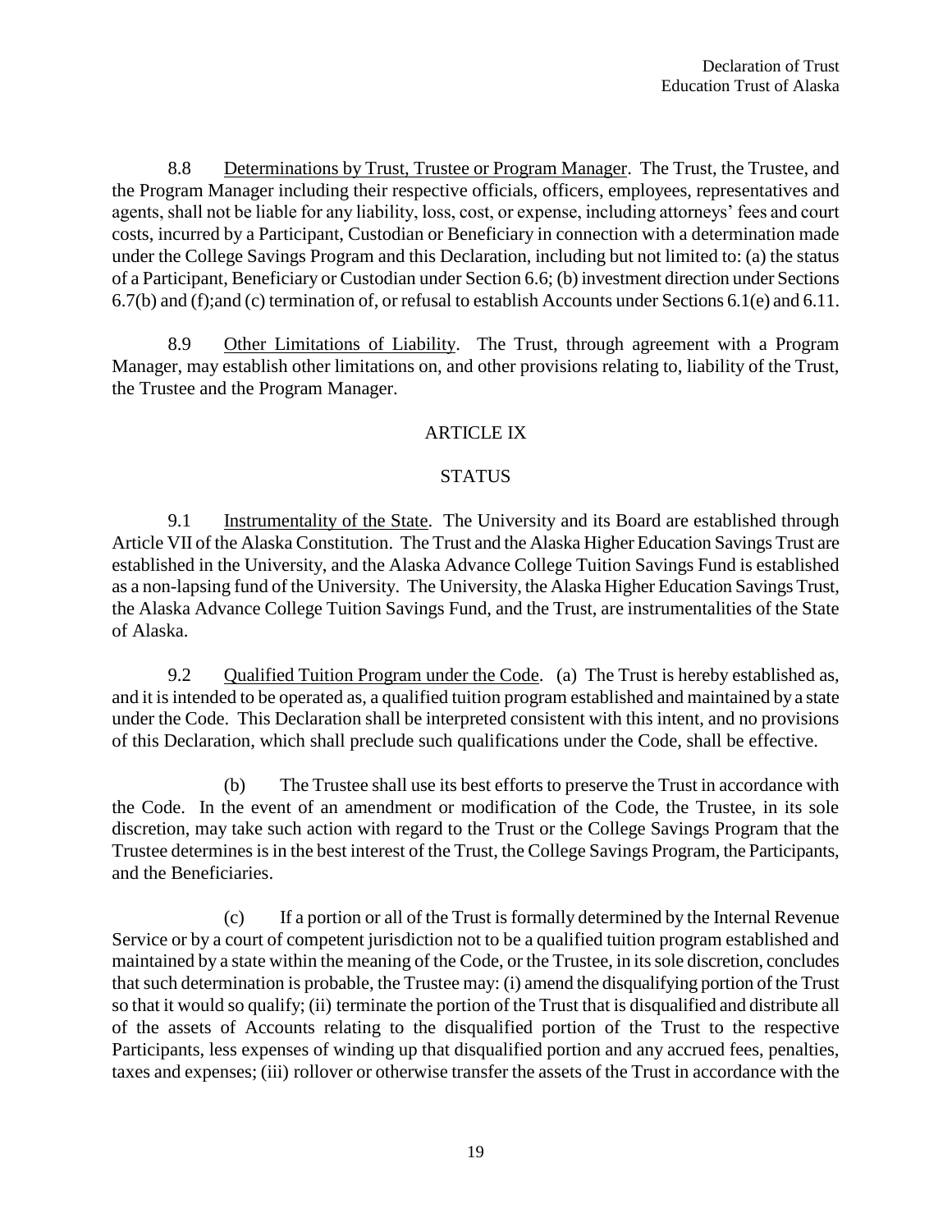8.8 Determinations by Trust, Trustee or Program Manager. The Trust, the Trustee, and the Program Manager including their respective officials, officers, employees, representatives and agents, shall not be liable for any liability, loss, cost, or expense, including attorneys' fees and court costs, incurred by a Participant, Custodian or Beneficiary in connection with a determination made under the College Savings Program and this Declaration, including but not limited to: (a) the status of a Participant, Beneficiary or Custodian under Section 6.6; (b) investment direction under Sections 6.7(b) and (f);and (c) termination of, or refusal to establish Accounts under Sections 6.1(e) and 6.11.

8.9 Other Limitations of Liability. The Trust, through agreement with a Program Manager, may establish other limitations on, and other provisions relating to, liability of the Trust, the Trustee and the Program Manager.

## ARTICLE IX

## STATUS

9.1 Instrumentality of the State. The University and its Board are established through Article VII of the Alaska Constitution. The Trust and the Alaska Higher Education Savings Trust are established in the University, and the Alaska Advance College Tuition Savings Fund is established as a non-lapsing fund of the University. The University, the Alaska Higher Education Savings Trust, the Alaska Advance College Tuition Savings Fund, and the Trust, are instrumentalities of the State of Alaska.

9.2 Qualified Tuition Program under the Code. (a) The Trust is hereby established as, and it is intended to be operated as, a qualified tuition program established and maintained by a state under the Code. This Declaration shall be interpreted consistent with this intent, and no provisions of this Declaration, which shall preclude such qualifications under the Code, shall be effective.

(b) The Trustee shall use its best efforts to preserve the Trust in accordance with the Code. In the event of an amendment or modification of the Code, the Trustee, in its sole discretion, may take such action with regard to the Trust or the College Savings Program that the Trustee determines is in the best interest of the Trust, the College Savings Program, the Participants, and the Beneficiaries.

(c) If a portion or all of the Trust is formally determined by the Internal Revenue Service or by a court of competent jurisdiction not to be a qualified tuition program established and maintained by a state within the meaning of the Code, or the Trustee, in its sole discretion, concludes that such determination is probable, the Trustee may: (i) amend the disqualifying portion of the Trust so that it would so qualify; (ii) terminate the portion of the Trust that is disqualified and distribute all of the assets of Accounts relating to the disqualified portion of the Trust to the respective Participants, less expenses of winding up that disqualified portion and any accrued fees, penalties, taxes and expenses; (iii) rollover or otherwise transfer the assets of the Trust in accordance with the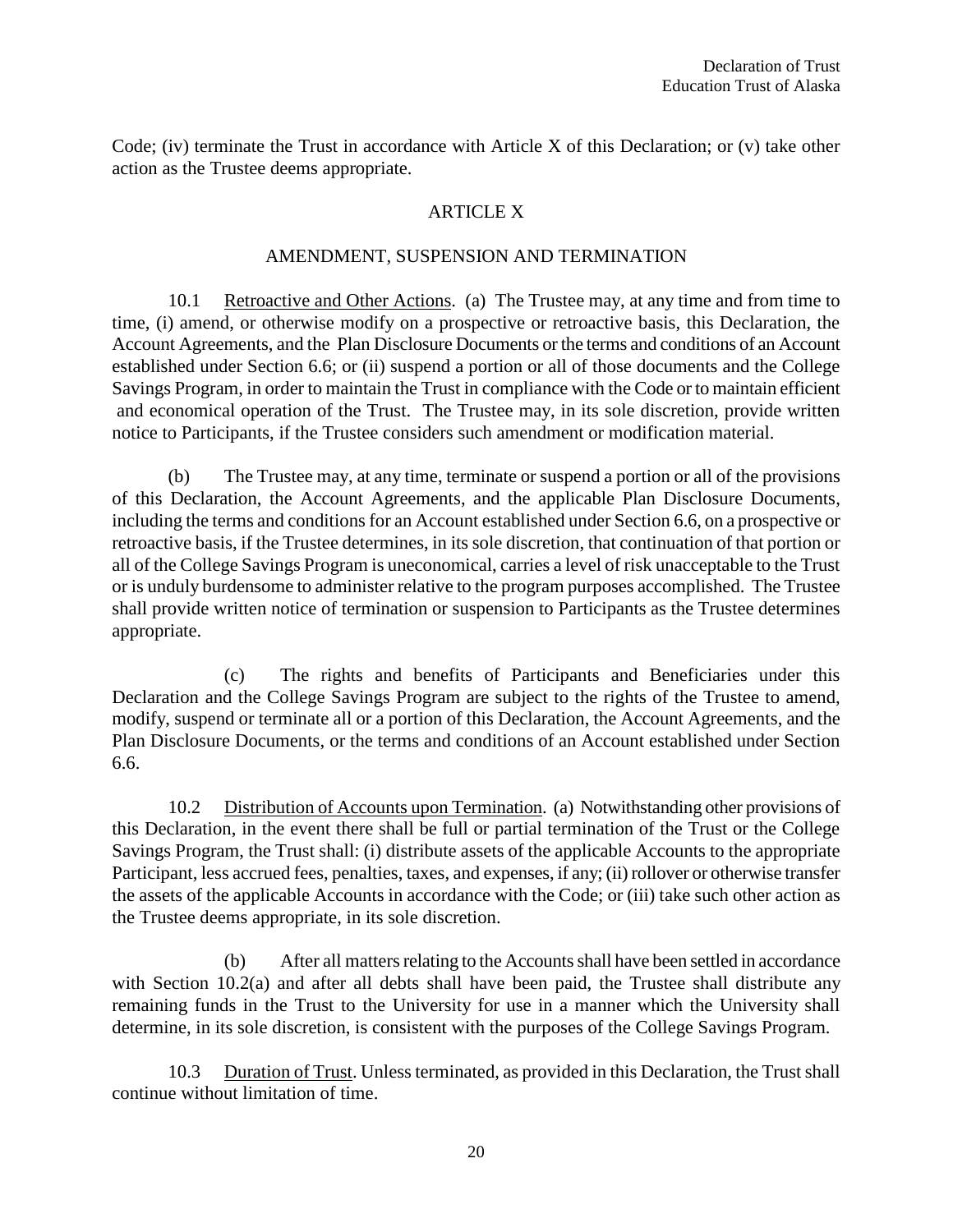Code; (iv) terminate the Trust in accordance with Article X of this Declaration; or (v) take other action as the Trustee deems appropriate.

## ARTICLE X

## AMENDMENT, SUSPENSION AND TERMINATION

10.1 Retroactive and Other Actions. (a) The Trustee may, at any time and from time to time, (i) amend, or otherwise modify on a prospective or retroactive basis, this Declaration, the Account Agreements, and the Plan Disclosure Documents or the terms and conditions of an Account established under Section 6.6; or (ii) suspend a portion or all of those documents and the College Savings Program, in order to maintain the Trust in compliance with the Code or to maintain efficient and economical operation of the Trust. The Trustee may, in its sole discretion, provide written notice to Participants, if the Trustee considers such amendment or modification material.

(b) The Trustee may, at any time, terminate or suspend a portion or all of the provisions of this Declaration, the Account Agreements, and the applicable Plan Disclosure Documents, including the terms and conditions for an Account established under Section 6.6, on a prospective or retroactive basis, if the Trustee determines, in its sole discretion, that continuation of that portion or all of the College Savings Program is uneconomical, carries a level of risk unacceptable to the Trust or is unduly burdensome to administer relative to the program purposes accomplished. The Trustee shall provide written notice of termination or suspension to Participants as the Trustee determines appropriate.

(c) The rights and benefits of Participants and Beneficiaries under this Declaration and the College Savings Program are subject to the rights of the Trustee to amend, modify, suspend or terminate all or a portion of this Declaration, the Account Agreements, and the Plan Disclosure Documents, or the terms and conditions of an Account established under Section 6.6.

10.2 Distribution of Accounts upon Termination. (a) Notwithstanding other provisions of this Declaration, in the event there shall be full or partial termination of the Trust or the College Savings Program, the Trust shall: (i) distribute assets of the applicable Accounts to the appropriate Participant, less accrued fees, penalties, taxes, and expenses, if any; (ii) rollover or otherwise transfer the assets of the applicable Accounts in accordance with the Code; or (iii) take such other action as the Trustee deems appropriate, in its sole discretion.

(b) After all matters relating to the Accounts shall have been settled in accordance with Section 10.2(a) and after all debts shall have been paid, the Trustee shall distribute any remaining funds in the Trust to the University for use in a manner which the University shall determine, in its sole discretion, is consistent with the purposes of the College Savings Program.

10.3 Duration of Trust. Unless terminated, as provided in this Declaration, the Trust shall continue without limitation of time.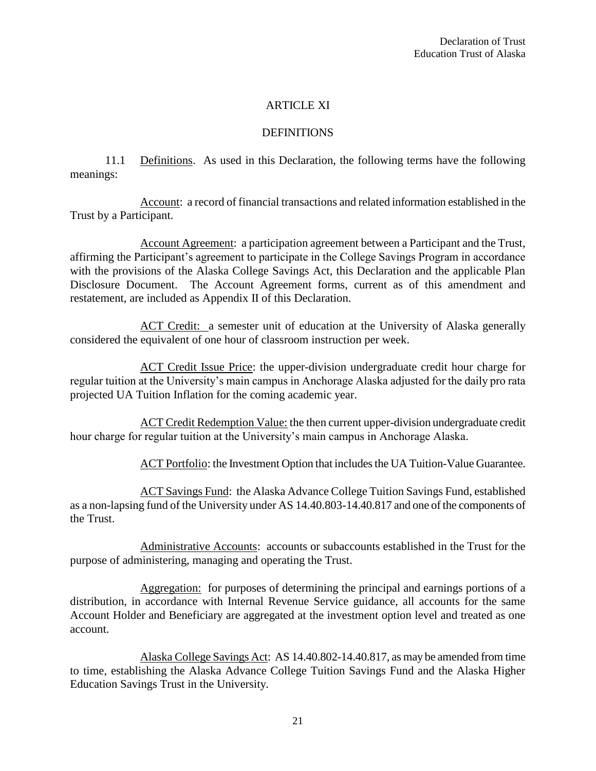## ARTICLE XI

## DEFINITIONS

11.1 Definitions. As used in this Declaration, the following terms have the following meanings:

Account: a record of financial transactions and related information established in the Trust by a Participant.

Account Agreement: a participation agreement between a Participant and the Trust, affirming the Participant's agreement to participate in the College Savings Program in accordance with the provisions of the Alaska College Savings Act, this Declaration and the applicable Plan Disclosure Document. The Account Agreement forms, current as of this amendment and restatement, are included as Appendix II of this Declaration.

ACT Credit: a semester unit of education at the University of Alaska generally considered the equivalent of one hour of classroom instruction per week.

ACT Credit Issue Price: the upper-division undergraduate credit hour charge for regular tuition at the University's main campus in Anchorage Alaska adjusted for the daily pro rata projected UA Tuition Inflation for the coming academic year.

ACT Credit Redemption Value: the then current upper-division undergraduate credit hour charge for regular tuition at the University's main campus in Anchorage Alaska.

ACT Portfolio: the Investment Option that includes the UA Tuition-Value Guarantee.

ACT Savings Fund: the Alaska Advance College Tuition Savings Fund, established as a non-lapsing fund of the University under AS 14.40.803-14.40.817 and one of the components of the Trust.

Administrative Accounts: accounts or subaccounts established in the Trust for the purpose of administering, managing and operating the Trust.

Aggregation: for purposes of determining the principal and earnings portions of a distribution, in accordance with Internal Revenue Service guidance, all accounts for the same Account Holder and Beneficiary are aggregated at the investment option level and treated as one account.

Alaska College Savings Act: AS 14.40.802-14.40.817, as may be amended from time to time, establishing the Alaska Advance College Tuition Savings Fund and the Alaska Higher Education Savings Trust in the University.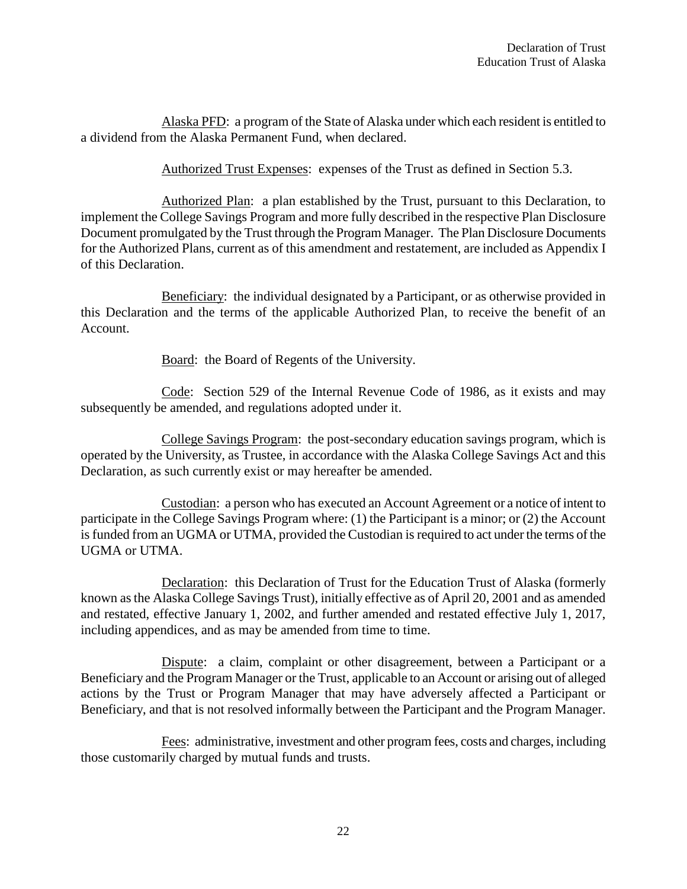Alaska PFD: a program of the State of Alaska under which each resident is entitled to a dividend from the Alaska Permanent Fund, when declared.

Authorized Trust Expenses: expenses of the Trust as defined in Section 5.3.

Authorized Plan: a plan established by the Trust, pursuant to this Declaration, to implement the College Savings Program and more fully described in the respective Plan Disclosure Document promulgated by the Trust through the Program Manager. The Plan Disclosure Documents for the Authorized Plans, current as of this amendment and restatement, are included as Appendix I of this Declaration.

Beneficiary: the individual designated by a Participant, or as otherwise provided in this Declaration and the terms of the applicable Authorized Plan, to receive the benefit of an Account.

Board: the Board of Regents of the University.

Code: Section 529 of the Internal Revenue Code of 1986, as it exists and may subsequently be amended, and regulations adopted under it.

College Savings Program: the post-secondary education savings program, which is operated by the University, as Trustee, in accordance with the Alaska College Savings Act and this Declaration, as such currently exist or may hereafter be amended.

Custodian: a person who has executed an Account Agreement or a notice of intent to participate in the College Savings Program where: (1) the Participant is a minor; or (2) the Account is funded from an UGMA or UTMA, provided the Custodian is required to act under the terms of the UGMA or UTMA.

Declaration: this Declaration of Trust for the Education Trust of Alaska (formerly known as the Alaska College Savings Trust), initially effective as of April 20, 2001 and as amended and restated, effective January 1, 2002, and further amended and restated effective July 1, 2017, including appendices, and as may be amended from time to time.

Dispute: a claim, complaint or other disagreement, between a Participant or a Beneficiary and the Program Manager or the Trust, applicable to an Account or arising out of alleged actions by the Trust or Program Manager that may have adversely affected a Participant or Beneficiary, and that is not resolved informally between the Participant and the Program Manager.

Fees: administrative, investment and other program fees, costs and charges, including those customarily charged by mutual funds and trusts.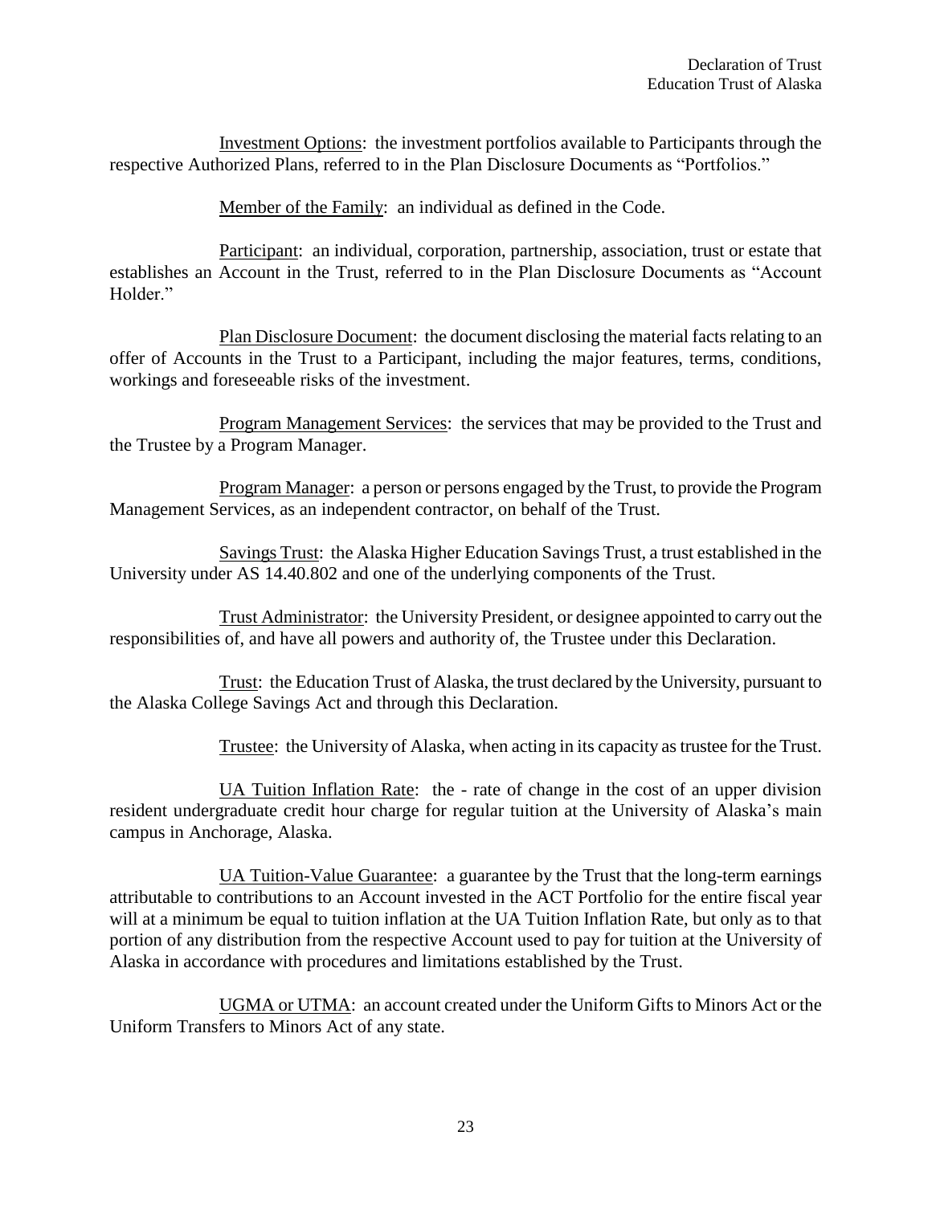Investment Options: the investment portfolios available to Participants through the respective Authorized Plans, referred to in the Plan Disclosure Documents as "Portfolios."

Member of the Family: an individual as defined in the Code.

Participant: an individual, corporation, partnership, association, trust or estate that establishes an Account in the Trust, referred to in the Plan Disclosure Documents as "Account Holder."

Plan Disclosure Document: the document disclosing the material facts relating to an offer of Accounts in the Trust to a Participant, including the major features, terms, conditions, workings and foreseeable risks of the investment.

Program Management Services: the services that may be provided to the Trust and the Trustee by a Program Manager.

Program Manager: a person or persons engaged by the Trust, to provide the Program Management Services, as an independent contractor, on behalf of the Trust.

Savings Trust: the Alaska Higher Education Savings Trust, a trust established in the University under AS 14.40.802 and one of the underlying components of the Trust.

Trust Administrator: the University President, or designee appointed to carry out the responsibilities of, and have all powers and authority of, the Trustee under this Declaration.

Trust: the Education Trust of Alaska, the trust declared by the University, pursuant to the Alaska College Savings Act and through this Declaration.

Trustee: the University of Alaska, when acting in its capacity as trustee for the Trust.

UA Tuition Inflation Rate: the - rate of change in the cost of an upper division resident undergraduate credit hour charge for regular tuition at the University of Alaska's main campus in Anchorage, Alaska.

UA Tuition-Value Guarantee: a guarantee by the Trust that the long-term earnings attributable to contributions to an Account invested in the ACT Portfolio for the entire fiscal year will at a minimum be equal to tuition inflation at the UA Tuition Inflation Rate, but only as to that portion of any distribution from the respective Account used to pay for tuition at the University of Alaska in accordance with procedures and limitations established by the Trust.

UGMA or UTMA: an account created under the Uniform Gifts to Minors Act or the Uniform Transfers to Minors Act of any state.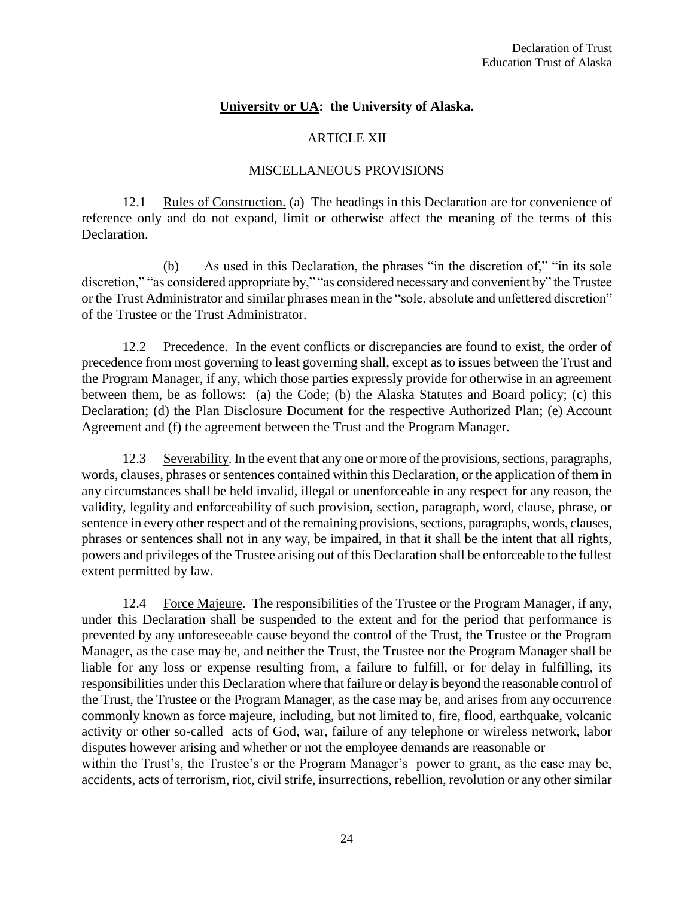**University or UA: the University of Alaska.**

ARTICLE XII

MISCELLANEOUS PROVISIONS

12.1 Rules of Construction. (a) The headings in this Declaration are for convenience of reference only and do not expand, limit or otherwise affect the meaning of the terms of this Declaration.

(b) As used in this Declaration, the phrases "in the discretion of," "in its sole discretion," "as considered appropriate by," "as considered necessary and convenient by" the Trustee or the Trust Administrator and similar phrases mean in the "sole, absolute and unfettered discretion" of the Trustee or the Trust Administrator.

12.2 Precedence. In the event conflicts or discrepancies are found to exist, the order of precedence from most governing to least governing shall, except as to issues between the Trust and the Program Manager, if any, which those parties expressly provide for otherwise in an agreement between them, be as follows: (a) the Code; (b) the Alaska Statutes and Board policy; (c) this Declaration; (d) the Plan Disclosure Document for the respective Authorized Plan; (e) Account Agreement and (f) the agreement between the Trust and the Program Manager.

12.3 Severability. In the event that any one or more of the provisions, sections, paragraphs, words, clauses, phrases or sentences contained within this Declaration, or the application of them in any circumstances shall be held invalid, illegal or unenforceable in any respect for any reason, the validity, legality and enforceability of such provision, section, paragraph, word, clause, phrase, or sentence in every other respect and of the remaining provisions, sections, paragraphs, words, clauses, phrases or sentences shall not in any way, be impaired, in that it shall be the intent that all rights, powers and privileges of the Trustee arising out of this Declaration shall be enforceable to the fullest extent permitted by law.

12.4 Force Majeure. The responsibilities of the Trustee or the Program Manager, if any, under this Declaration shall be suspended to the extent and for the period that performance is prevented by any unforeseeable cause beyond the control of the Trust, the Trustee or the Program Manager, as the case may be, and neither the Trust, the Trustee nor the Program Manager shall be liable for any loss or expense resulting from, a failure to fulfill, or for delay in fulfilling, its responsibilities under this Declaration where that failure or delay is beyond the reasonable control of the Trust, the Trustee or the Program Manager, as the case may be, and arises from any occurrence commonly known as force majeure, including, but not limited to, fire, flood, earthquake, volcanic activity or other so-called acts of God, war, failure of any telephone or wireless network, labor disputes however arising and whether or not the employee demands are reasonable or within the Trust's, the Trustee's or the Program Manager's power to grant, as the case may be, accidents, acts of terrorism, riot, civil strife, insurrections, rebellion, revolution or any other similar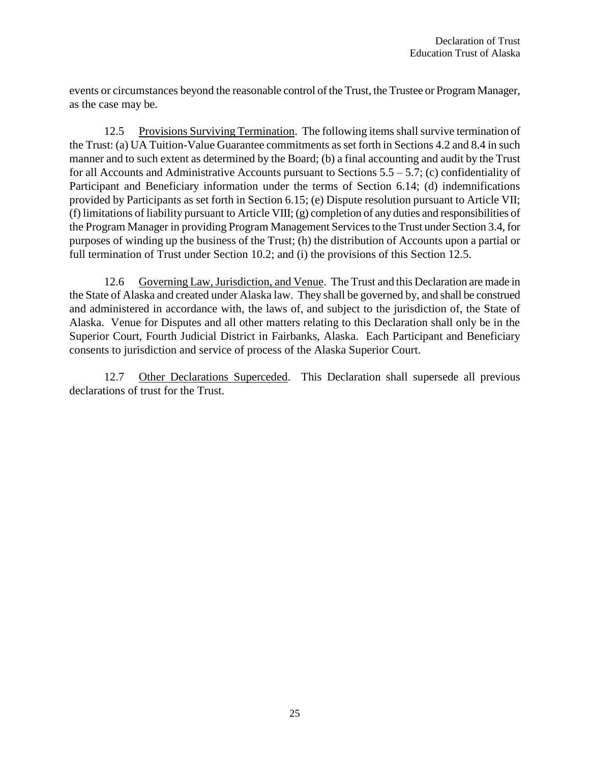events or circumstances beyond the reasonable control of the Trust, the Trustee or Program Manager, as the case may be.

12.5 Provisions Surviving Termination. The following items shall survive termination of the Trust: (a) UA Tuition-Value Guarantee commitments as set forth in Sections 4.2 and 8.4 in such manner and to such extent as determined by the Board; (b) a final accounting and audit by the Trust for all Accounts and Administrative Accounts pursuant to Sections 5.5 – 5.7; (c) confidentiality of Participant and Beneficiary information under the terms of Section 6.14; (d) indemnifications provided by Participants as set forth in Section 6.15; (e) Dispute resolution pursuant to Article VII; (f) limitations of liability pursuant to Article VIII; (g) completion of any duties and responsibilities of the Program Manager in providing Program Management Services to the Trust under Section 3.4, for purposes of winding up the business of the Trust; (h) the distribution of Accounts upon a partial or full termination of Trust under Section 10.2; and (i) the provisions of this Section 12.5.

12.6 Governing Law, Jurisdiction, and Venue. The Trust and this Declaration are made in the State of Alaska and created under Alaska law. They shall be governed by, and shall be construed and administered in accordance with, the laws of, and subject to the jurisdiction of, the State of Alaska. Venue for Disputes and all other matters relating to this Declaration shall only be in the Superior Court, Fourth Judicial District in Fairbanks, Alaska. Each Participant and Beneficiary consents to jurisdiction and service of process of the Alaska Superior Court.

12.7 Other Declarations Superceded. This Declaration shall supersede all previous declarations of trust for the Trust.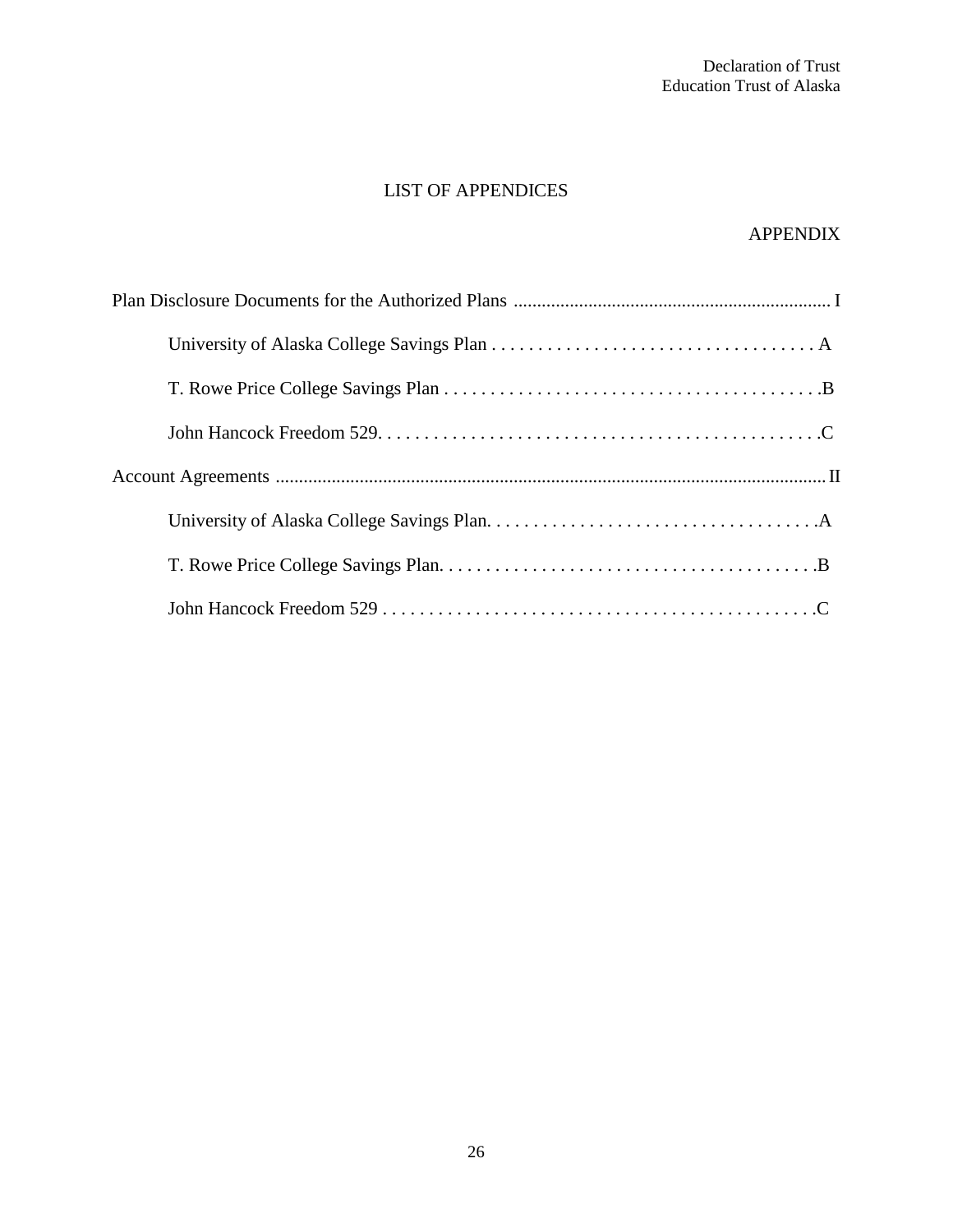## LIST OF APPENDICES

APPENDIX

Plan Disclosure Documents for the Authorized Plans .................................................................... I

University of Alaska College Savings Plan . . . . . . . . . . . . . . . . . . . . . . . . . . . . . . . . . . . . A

T. Rowe Price College Savings Plan . . . . . . . . . . . . . . . . . . . . . . . . . . . . . . . . . . . . . . . . .B

John Hancock Freedom 529. . . . . . . . . . . . . . . . . . . . . . . . . . . . . . . . . . . . . . . . . . . . . . . .C

Account Agreements ...................................................................................................................... II

University of Alaska College Savings Plan. . . . . . . . . . . . . . . . . . . . . . . . . . . . . . . . . . . . .A

T. Rowe Price College Savings Plan. . . . . . . . . . . . . . . . . . . . . . . . . . . . . . . . . . . . . . . . .B

John Hancock Freedom 529 . . . . . . . . . . . . . . . . . . . . . . . . . . . . . . . . . . . . . . . . . . . . . . .C